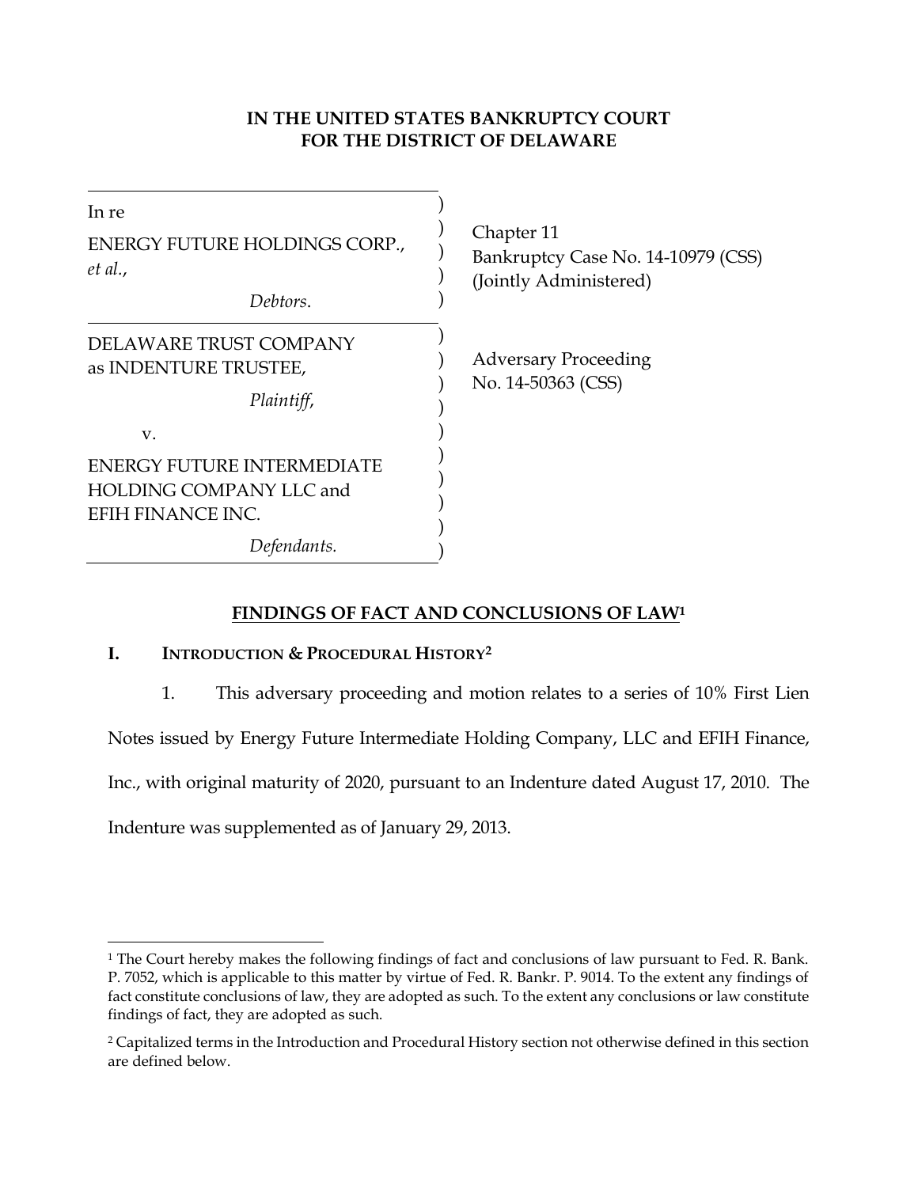**IN THE UNITED STATES BANKRUPTCY COURT**
**FOR THE DISTRICT OF DELAWARE**

| | |
|---|---|
| In re<br>ENERGY FUTURE HOLDINGS CORP., *et al.*,<br>*Debtors*. | Chapter 11<br>Bankruptcy Case No. 14-10979 (CSS)<br>(Jointly Administered) |
| DELAWARE TRUST COMPANY as INDENTURE TRUSTEE,<br>*Plaintiff*,<br>v.<br>ENERGY FUTURE INTERMEDIATE HOLDING COMPANY LLC and EFIH FINANCE INC.<br>*Defendants.* | Adversary Proceeding<br>No. 14-50363 (CSS) |

## FINDINGS OF FACT AND CONCLUSIONS OF LAW[1]

### I. INTRODUCTION & PROCEDURAL HISTORY[2]

1. This adversary proceeding and motion relates to a series of 10% First Lien Notes issued by Energy Future Intermediate Holding Company, LLC and EFIH Finance, Inc., with original maturity of 2020, pursuant to an Indenture dated August 17, 2010. The Indenture was supplemented as of January 29, 2013.

---

[1] The Court hereby makes the following findings of fact and conclusions of law pursuant to Fed. R. Bank. P. 7052, which is applicable to this matter by virtue of Fed. R. Bankr. P. 9014. To the extent any findings of fact constitute conclusions of law, they are adopted as such. To the extent any conclusions or law constitute findings of fact, they are adopted as such.

[2] Capitalized terms in the Introduction and Procedural History section not otherwise defined in this section are defined below.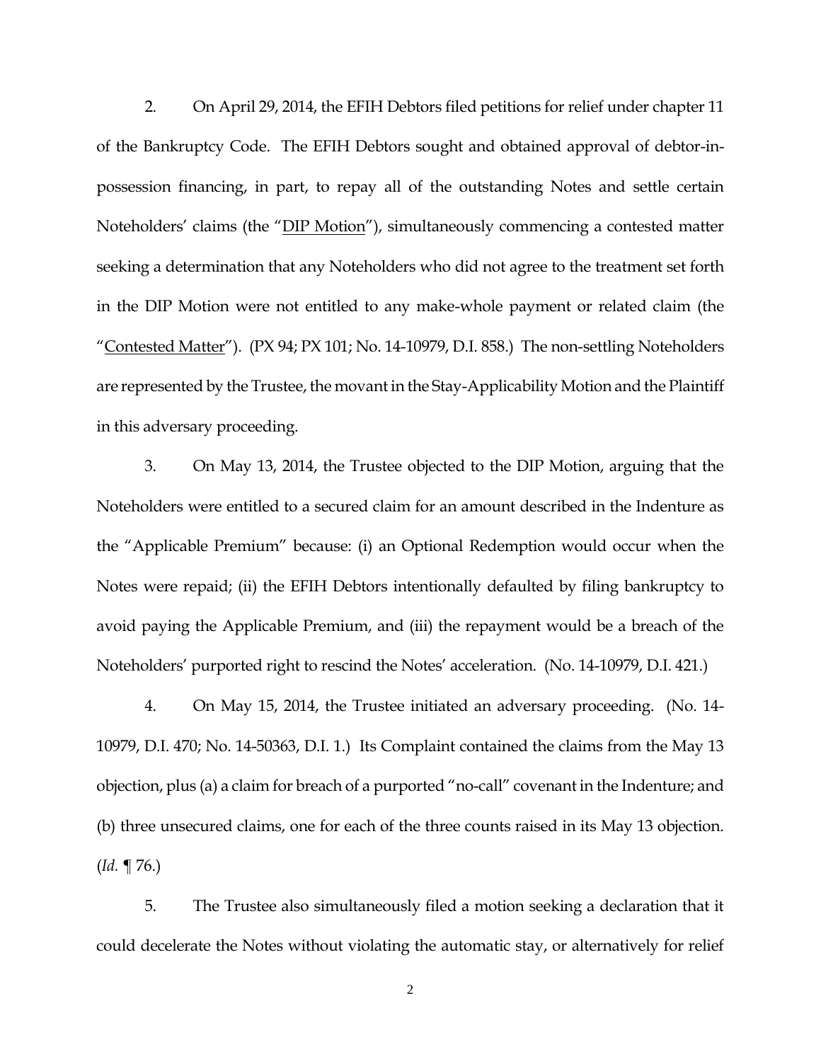2. On April 29, 2014, the EFIH Debtors filed petitions for relief under chapter 11 of the Bankruptcy Code. The EFIH Debtors sought and obtained approval of debtor-in-possession financing, in part, to repay all of the outstanding Notes and settle certain Noteholders' claims (the "DIP Motion"), simultaneously commencing a contested matter seeking a determination that any Noteholders who did not agree to the treatment set forth in the DIP Motion were not entitled to any make-whole payment or related claim (the "Contested Matter"). (PX 94; PX 101; No. 14-10979, D.I. 858.) The non-settling Noteholders are represented by the Trustee, the movant in the Stay-Applicability Motion and the Plaintiff in this adversary proceeding.

3. On May 13, 2014, the Trustee objected to the DIP Motion, arguing that the Noteholders were entitled to a secured claim for an amount described in the Indenture as the "Applicable Premium" because: (i) an Optional Redemption would occur when the Notes were repaid; (ii) the EFIH Debtors intentionally defaulted by filing bankruptcy to avoid paying the Applicable Premium, and (iii) the repayment would be a breach of the Noteholders' purported right to rescind the Notes' acceleration. (No. 14-10979, D.I. 421.)

4. On May 15, 2014, the Trustee initiated an adversary proceeding. (No. 14-10979, D.I. 470; No. 14-50363, D.I. 1.) Its Complaint contained the claims from the May 13 objection, plus (a) a claim for breach of a purported "no-call" covenant in the Indenture; and (b) three unsecured claims, one for each of the three counts raised in its May 13 objection. (*Id.* ¶ 76.)

5. The Trustee also simultaneously filed a motion seeking a declaration that it could decelerate the Notes without violating the automatic stay, or alternatively for relief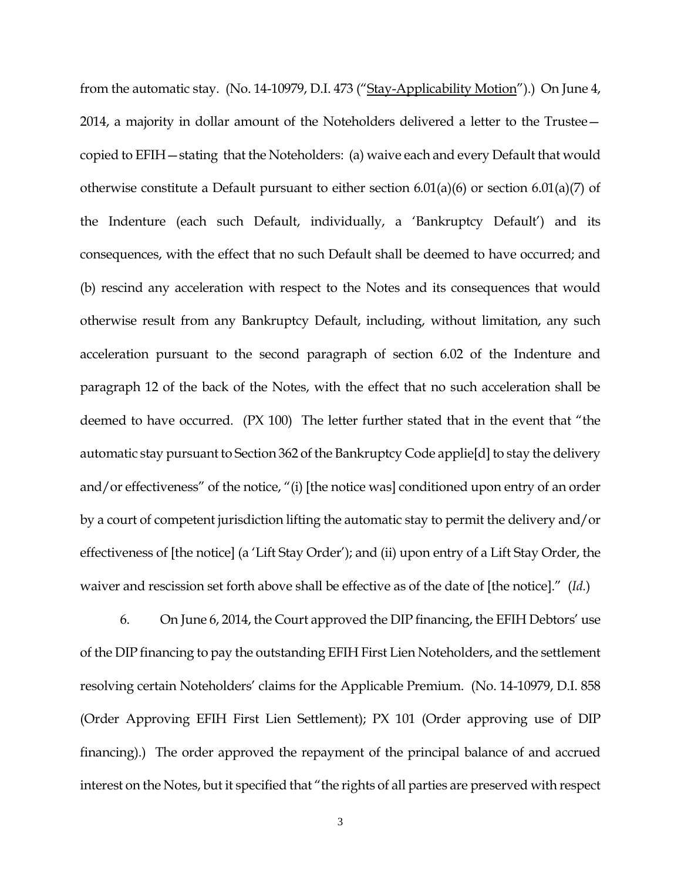from the automatic stay. (No. 14-10979, D.I. 473 ("Stay-Applicability Motion").) On June 4, 2014, a majority in dollar amount of the Noteholders delivered a letter to the Trustee—copied to EFIH—stating that the Noteholders: (a) waive each and every Default that would otherwise constitute a Default pursuant to either section 6.01(a)(6) or section 6.01(a)(7) of the Indenture (each such Default, individually, a 'Bankruptcy Default') and its consequences, with the effect that no such Default shall be deemed to have occurred; and (b) rescind any acceleration with respect to the Notes and its consequences that would otherwise result from any Bankruptcy Default, including, without limitation, any such acceleration pursuant to the second paragraph of section 6.02 of the Indenture and paragraph 12 of the back of the Notes, with the effect that no such acceleration shall be deemed to have occurred. (PX 100) The letter further stated that in the event that "the automatic stay pursuant to Section 362 of the Bankruptcy Code applie[d] to stay the delivery and/or effectiveness" of the notice, "(i) [the notice was] conditioned upon entry of an order by a court of competent jurisdiction lifting the automatic stay to permit the delivery and/or effectiveness of [the notice] (a 'Lift Stay Order'); and (ii) upon entry of a Lift Stay Order, the waiver and rescission set forth above shall be effective as of the date of [the notice]." (*Id.*)

6. On June 6, 2014, the Court approved the DIP financing, the EFIH Debtors' use of the DIP financing to pay the outstanding EFIH First Lien Noteholders, and the settlement resolving certain Noteholders' claims for the Applicable Premium. (No. 14-10979, D.I. 858 (Order Approving EFIH First Lien Settlement); PX 101 (Order approving use of DIP financing).) The order approved the repayment of the principal balance of and accrued interest on the Notes, but it specified that "the rights of all parties are preserved with respect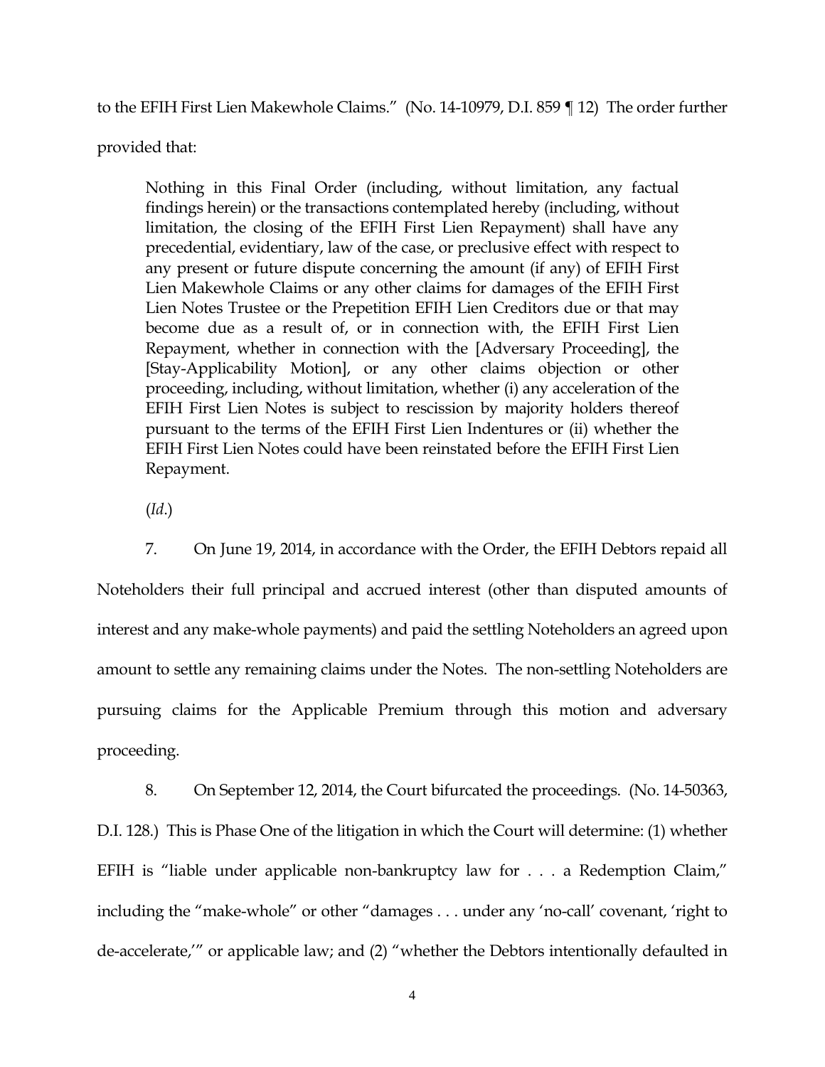to the EFIH First Lien Makewhole Claims." (No. 14-10979, D.I. 859 ¶ 12) The order further provided that:

> Nothing in this Final Order (including, without limitation, any factual findings herein) or the transactions contemplated hereby (including, without limitation, the closing of the EFIH First Lien Repayment) shall have any precedential, evidentiary, law of the case, or preclusive effect with respect to any present or future dispute concerning the amount (if any) of EFIH First Lien Makewhole Claims or any other claims for damages of the EFIH First Lien Notes Trustee or the Prepetition EFIH Lien Creditors due or that may become due as a result of, or in connection with, the EFIH First Lien Repayment, whether in connection with the [Adversary Proceeding], the [Stay-Applicability Motion], or any other claims objection or other proceeding, including, without limitation, whether (i) any acceleration of the EFIH First Lien Notes is subject to rescission by majority holders thereof pursuant to the terms of the EFIH First Lien Indentures or (ii) whether the EFIH First Lien Notes could have been reinstated before the EFIH First Lien Repayment.
>
> (*Id.*)

7. On June 19, 2014, in accordance with the Order, the EFIH Debtors repaid all Noteholders their full principal and accrued interest (other than disputed amounts of interest and any make-whole payments) and paid the settling Noteholders an agreed upon amount to settle any remaining claims under the Notes. The non-settling Noteholders are pursuing claims for the Applicable Premium through this motion and adversary proceeding.

8. On September 12, 2014, the Court bifurcated the proceedings. (No. 14-50363, D.I. 128.) This is Phase One of the litigation in which the Court will determine: (1) whether EFIH is "liable under applicable non-bankruptcy law for . . . a Redemption Claim," including the "make-whole" or other "damages . . . under any 'no-call' covenant, 'right to de-accelerate,'" or applicable law; and (2) "whether the Debtors intentionally defaulted in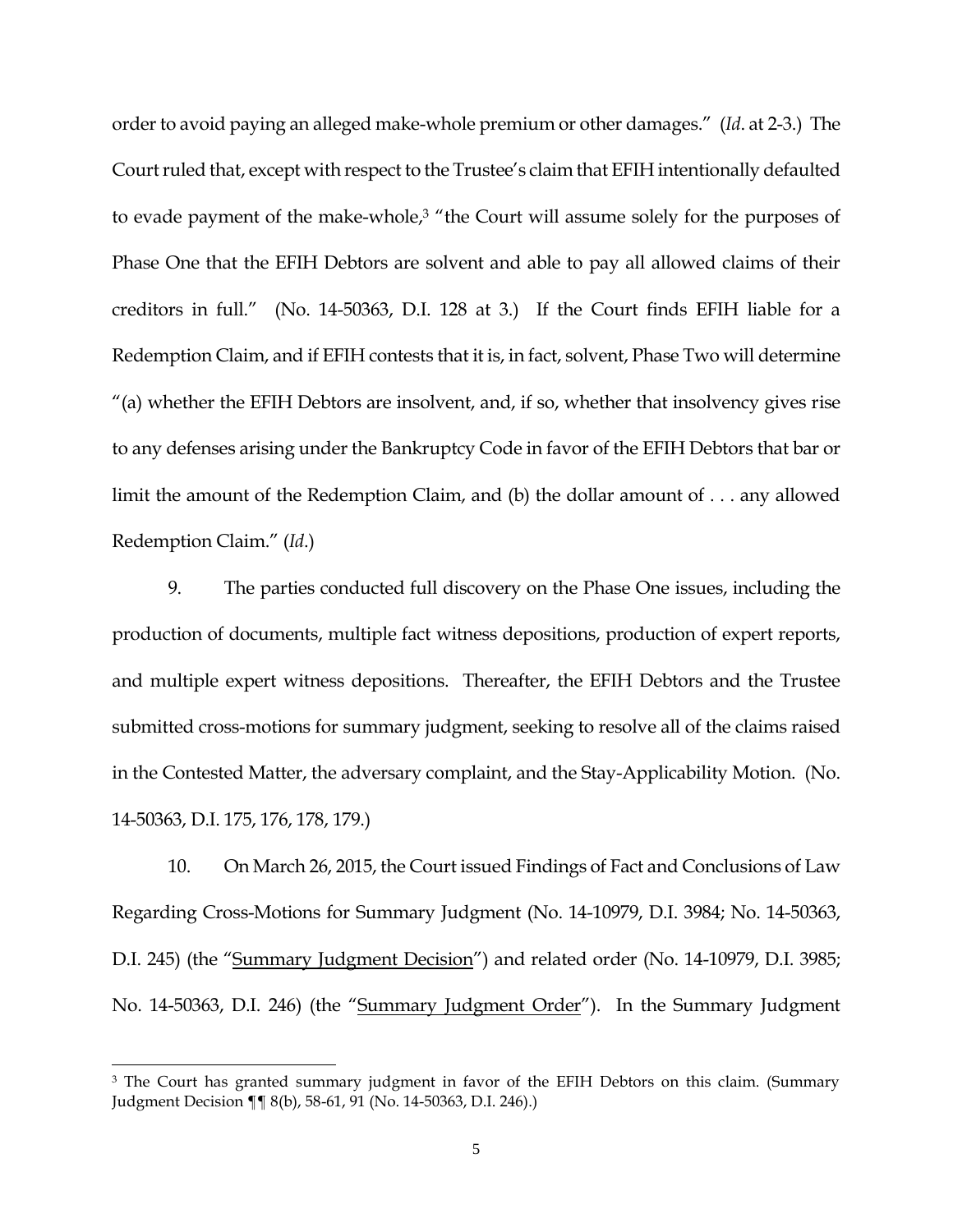order to avoid paying an alleged make-whole premium or other damages." (*Id*. at 2-3.) The Court ruled that, except with respect to the Trustee's claim that EFIH intentionally defaulted to evade payment of the make-whole,[3] "the Court will assume solely for the purposes of Phase One that the EFIH Debtors are solvent and able to pay all allowed claims of their creditors in full." (No. 14-50363, D.I. 128 at 3.) If the Court finds EFIH liable for a Redemption Claim, and if EFIH contests that it is, in fact, solvent, Phase Two will determine "(a) whether the EFIH Debtors are insolvent, and, if so, whether that insolvency gives rise to any defenses arising under the Bankruptcy Code in favor of the EFIH Debtors that bar or limit the amount of the Redemption Claim, and (b) the dollar amount of . . . any allowed Redemption Claim." (*Id*.)

9. The parties conducted full discovery on the Phase One issues, including the production of documents, multiple fact witness depositions, production of expert reports, and multiple expert witness depositions. Thereafter, the EFIH Debtors and the Trustee submitted cross-motions for summary judgment, seeking to resolve all of the claims raised in the Contested Matter, the adversary complaint, and the Stay-Applicability Motion. (No. 14-50363, D.I. 175, 176, 178, 179.)

10. On March 26, 2015, the Court issued Findings of Fact and Conclusions of Law Regarding Cross-Motions for Summary Judgment (No. 14-10979, D.I. 3984; No. 14-50363, D.I. 245) (the "<u>Summary Judgment Decision</u>") and related order (No. 14-10979, D.I. 3985; No. 14-50363, D.I. 246) (the "<u>Summary Judgment Order</u>"). In the Summary Judgment

---

[3] The Court has granted summary judgment in favor of the EFIH Debtors on this claim. (Summary Judgment Decision ¶¶ 8(b), 58-61, 91 (No. 14-50363, D.I. 246).)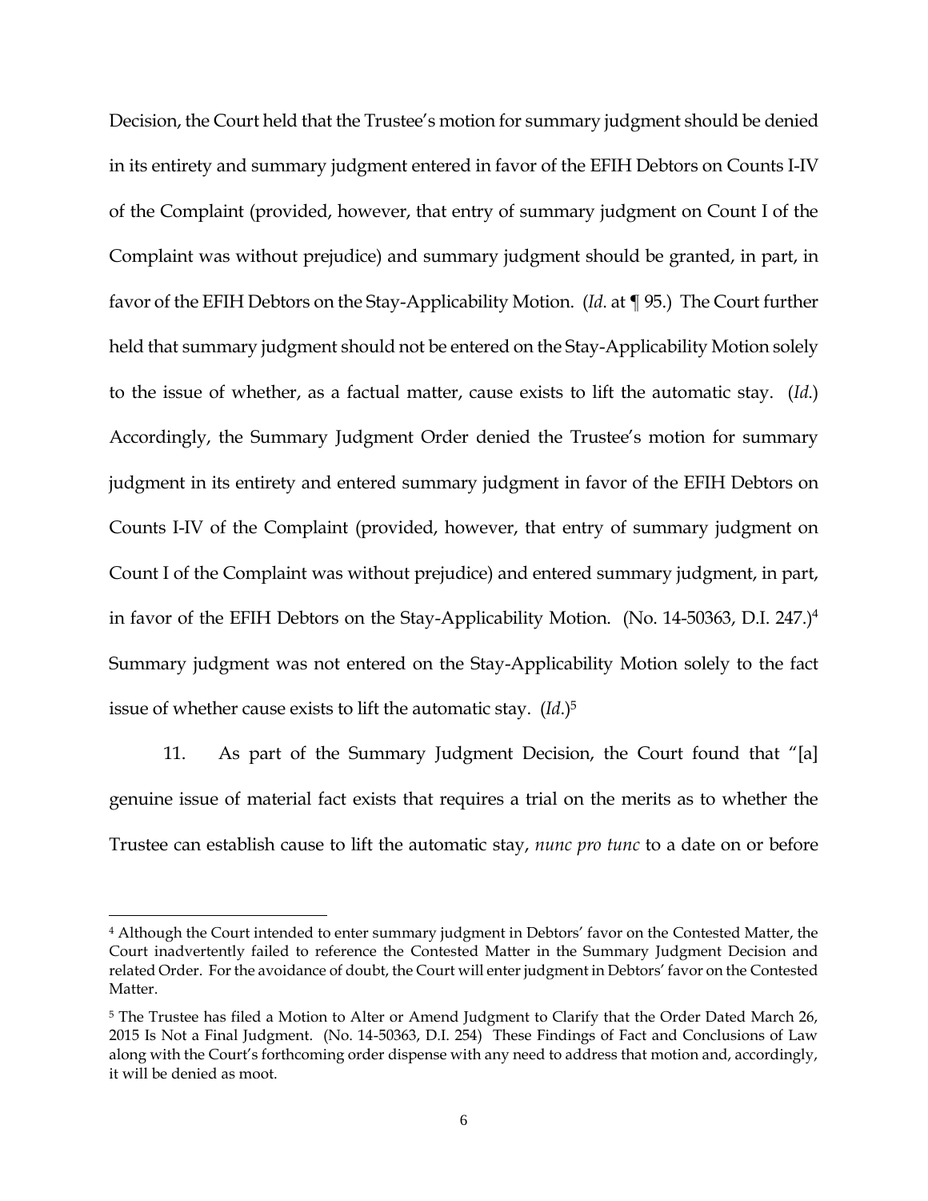Decision, the Court held that the Trustee's motion for summary judgment should be denied in its entirety and summary judgment entered in favor of the EFIH Debtors on Counts I-IV of the Complaint (provided, however, that entry of summary judgment on Count I of the Complaint was without prejudice) and summary judgment should be granted, in part, in favor of the EFIH Debtors on the Stay-Applicability Motion. (*Id.* at ¶ 95.) The Court further held that summary judgment should not be entered on the Stay-Applicability Motion solely to the issue of whether, as a factual matter, cause exists to lift the automatic stay. (*Id.*) Accordingly, the Summary Judgment Order denied the Trustee's motion for summary judgment in its entirety and entered summary judgment in favor of the EFIH Debtors on Counts I-IV of the Complaint (provided, however, that entry of summary judgment on Count I of the Complaint was without prejudice) and entered summary judgment, in part, in favor of the EFIH Debtors on the Stay-Applicability Motion. (No. 14-50363, D.I. 247.)[4] Summary judgment was not entered on the Stay-Applicability Motion solely to the fact issue of whether cause exists to lift the automatic stay. (*Id.*)[5]

11. As part of the Summary Judgment Decision, the Court found that "[a] genuine issue of material fact exists that requires a trial on the merits as to whether the Trustee can establish cause to lift the automatic stay, *nunc pro tunc* to a date on or before

---

[4] Although the Court intended to enter summary judgment in Debtors' favor on the Contested Matter, the Court inadvertently failed to reference the Contested Matter in the Summary Judgment Decision and related Order. For the avoidance of doubt, the Court will enter judgment in Debtors' favor on the Contested Matter.

[5] The Trustee has filed a Motion to Alter or Amend Judgment to Clarify that the Order Dated March 26, 2015 Is Not a Final Judgment. (No. 14-50363, D.I. 254) These Findings of Fact and Conclusions of Law along with the Court's forthcoming order dispense with any need to address that motion and, accordingly, it will be denied as moot.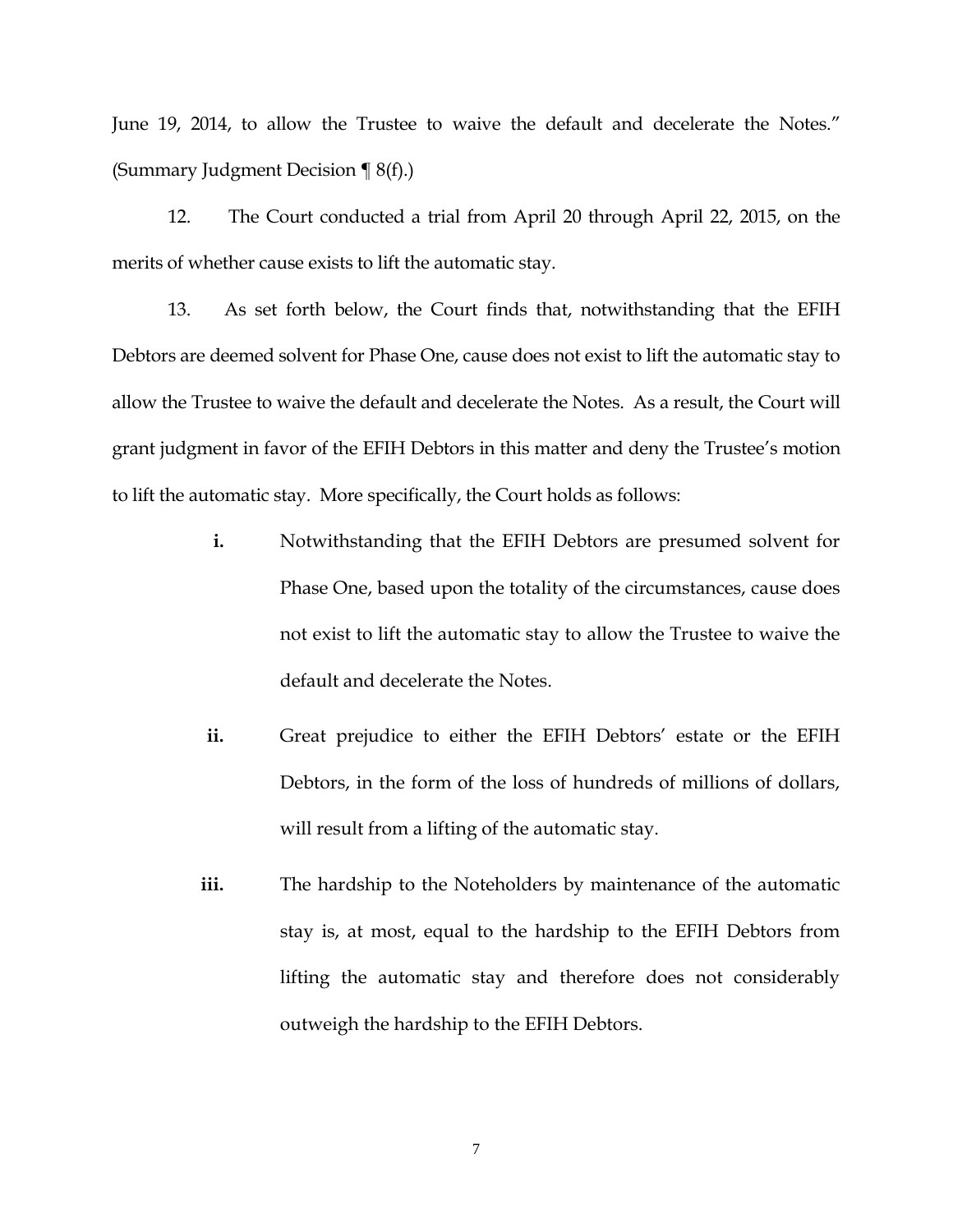June 19, 2014, to allow the Trustee to waive the default and decelerate the Notes." (Summary Judgment Decision ¶ 8(f).)

12. The Court conducted a trial from April 20 through April 22, 2015, on the merits of whether cause exists to lift the automatic stay.

13. As set forth below, the Court finds that, notwithstanding that the EFIH Debtors are deemed solvent for Phase One, cause does not exist to lift the automatic stay to allow the Trustee to waive the default and decelerate the Notes. As a result, the Court will grant judgment in favor of the EFIH Debtors in this matter and deny the Trustee's motion to lift the automatic stay. More specifically, the Court holds as follows:

- **i.** Notwithstanding that the EFIH Debtors are presumed solvent for Phase One, based upon the totality of the circumstances, cause does not exist to lift the automatic stay to allow the Trustee to waive the default and decelerate the Notes.

- **ii.** Great prejudice to either the EFIH Debtors' estate or the EFIH Debtors, in the form of the loss of hundreds of millions of dollars, will result from a lifting of the automatic stay.

- **iii.** The hardship to the Noteholders by maintenance of the automatic stay is, at most, equal to the hardship to the EFIH Debtors from lifting the automatic stay and therefore does not considerably outweigh the hardship to the EFIH Debtors.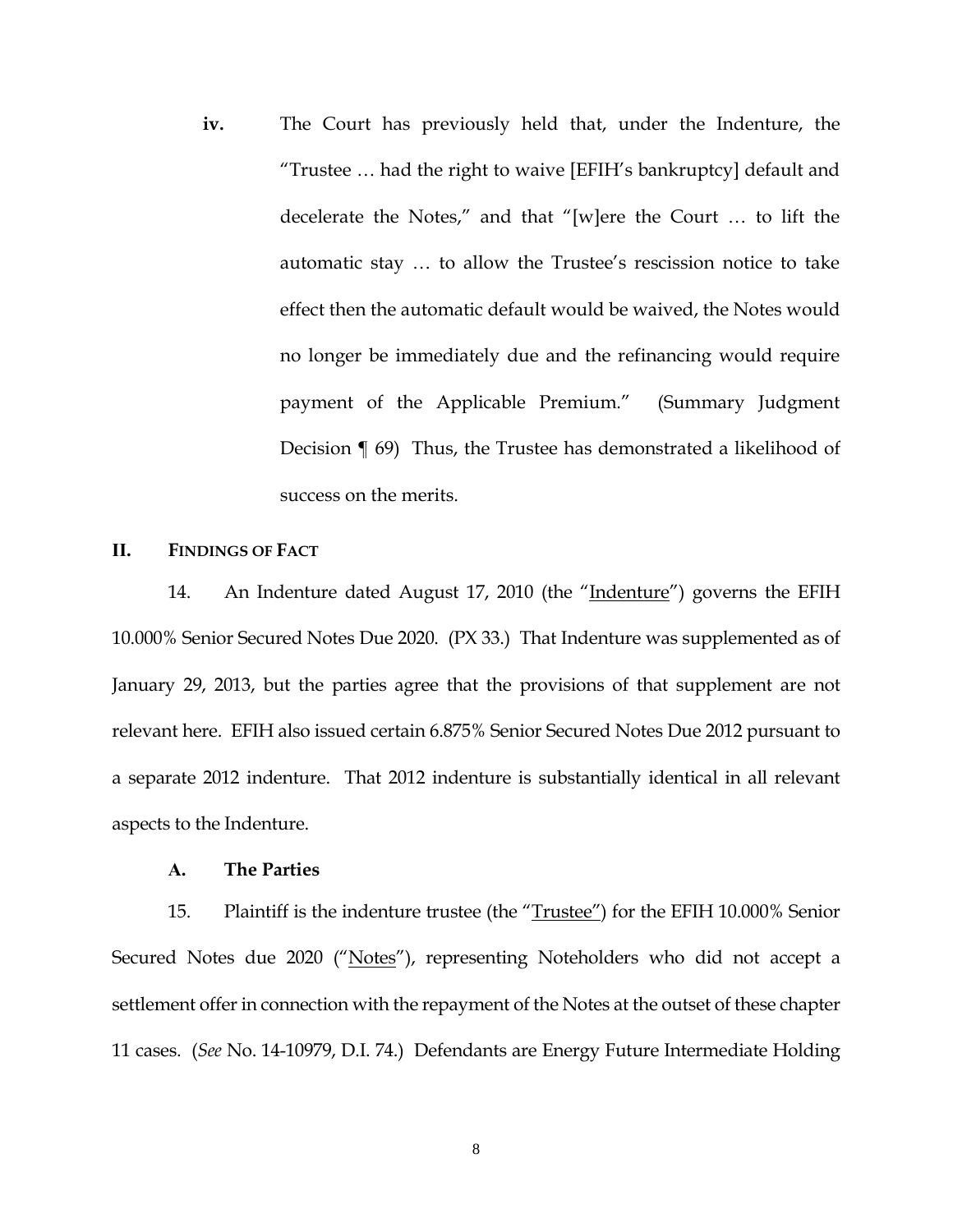**iv.** The Court has previously held that, under the Indenture, the "Trustee … had the right to waive [EFIH's bankruptcy] default and decelerate the Notes," and that "[w]ere the Court … to lift the automatic stay … to allow the Trustee's rescission notice to take effect then the automatic default would be waived, the Notes would no longer be immediately due and the refinancing would require payment of the Applicable Premium." (Summary Judgment Decision ¶ 69) Thus, the Trustee has demonstrated a likelihood of success on the merits.

## II. FINDINGS OF FACT

14. An Indenture dated August 17, 2010 (the "Indenture") governs the EFIH 10.000% Senior Secured Notes Due 2020. (PX 33.) That Indenture was supplemented as of January 29, 2013, but the parties agree that the provisions of that supplement are not relevant here. EFIH also issued certain 6.875% Senior Secured Notes Due 2012 pursuant to a separate 2012 indenture. That 2012 indenture is substantially identical in all relevant aspects to the Indenture.

### A. The Parties

15. Plaintiff is the indenture trustee (the "Trustee") for the EFIH 10.000% Senior Secured Notes due 2020 ("Notes"), representing Noteholders who did not accept a settlement offer in connection with the repayment of the Notes at the outset of these chapter 11 cases. (*See* No. 14-10979, D.I. 74.) Defendants are Energy Future Intermediate Holding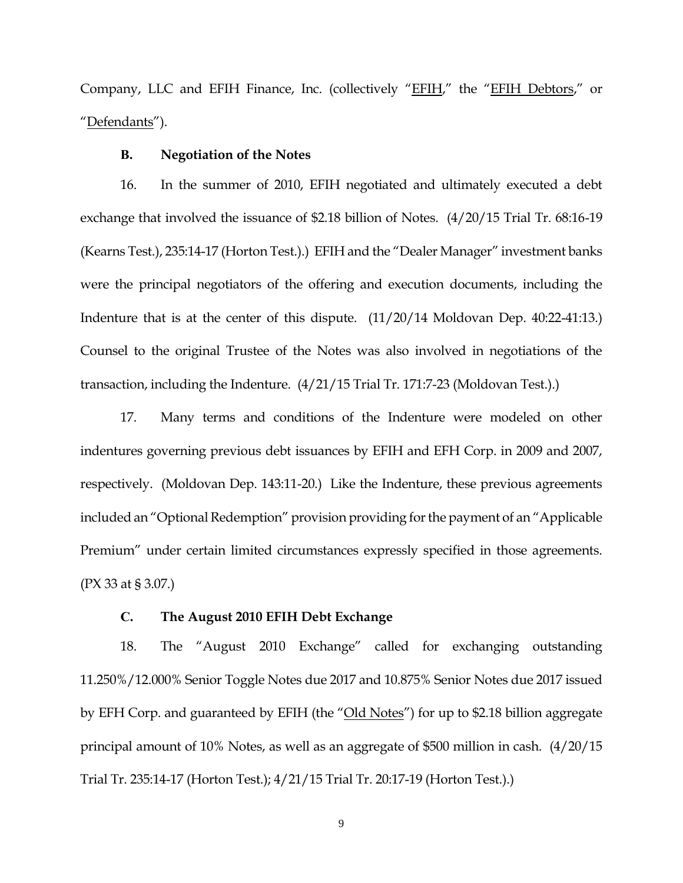Company, LLC and EFIH Finance, Inc. (collectively "EFIH," the "EFIH Debtors," or "Defendants").

### B. Negotiation of the Notes

16. In the summer of 2010, EFIH negotiated and ultimately executed a debt exchange that involved the issuance of $2.18 billion of Notes. (4/20/15 Trial Tr. 68:16-19 (Kearns Test.), 235:14-17 (Horton Test.).) EFIH and the "Dealer Manager" investment banks were the principal negotiators of the offering and execution documents, including the Indenture that is at the center of this dispute. (11/20/14 Moldovan Dep. 40:22-41:13.) Counsel to the original Trustee of the Notes was also involved in negotiations of the transaction, including the Indenture. (4/21/15 Trial Tr. 171:7-23 (Moldovan Test.).)

17. Many terms and conditions of the Indenture were modeled on other indentures governing previous debt issuances by EFIH and EFH Corp. in 2009 and 2007, respectively. (Moldovan Dep. 143:11-20.) Like the Indenture, these previous agreements included an "Optional Redemption" provision providing for the payment of an "Applicable Premium" under certain limited circumstances expressly specified in those agreements. (PX 33 at § 3.07.)

### C. The August 2010 EFIH Debt Exchange

18. The "August 2010 Exchange" called for exchanging outstanding 11.250%/12.000% Senior Toggle Notes due 2017 and 10.875% Senior Notes due 2017 issued by EFH Corp. and guaranteed by EFIH (the "Old Notes") for up to $2.18 billion aggregate principal amount of 10% Notes, as well as an aggregate of $500 million in cash. (4/20/15 Trial Tr. 235:14-17 (Horton Test.); 4/21/15 Trial Tr. 20:17-19 (Horton Test.).)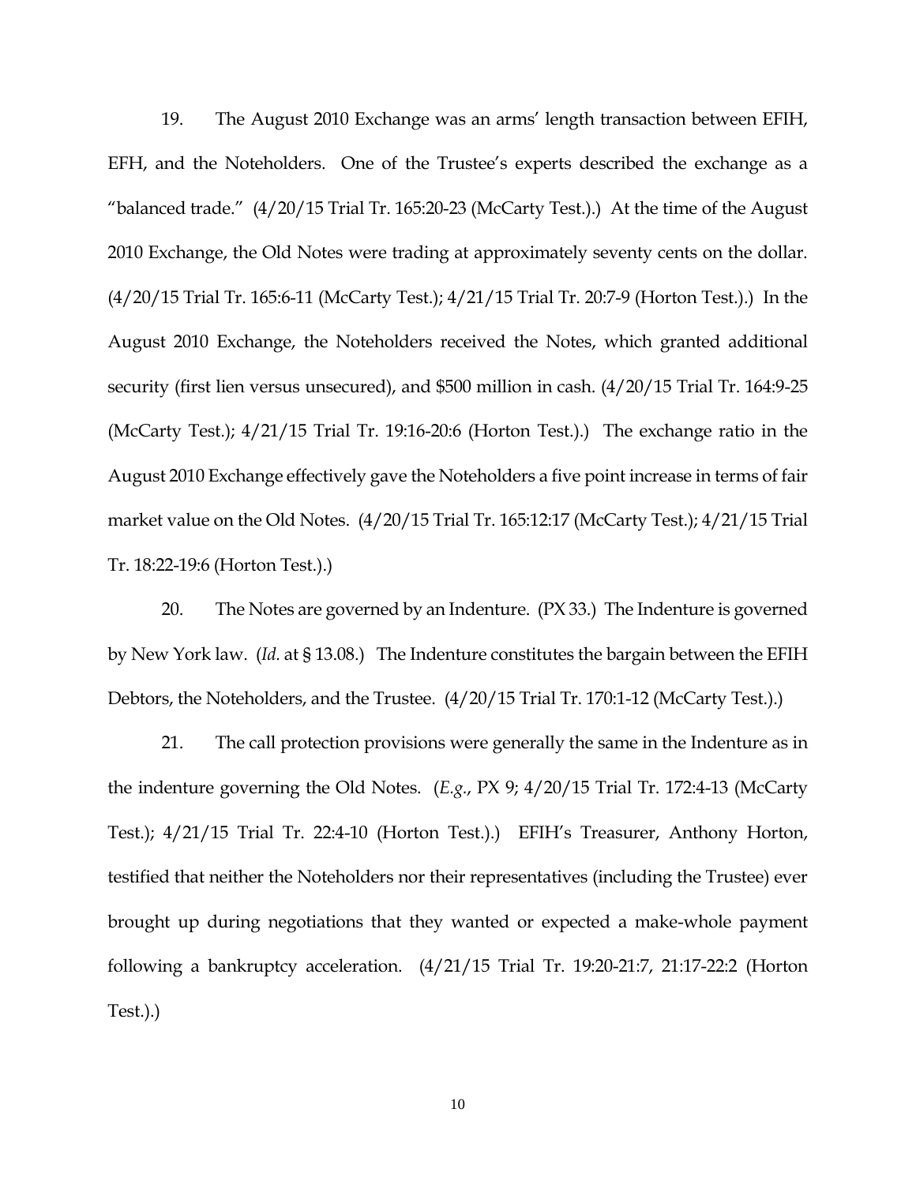19. The August 2010 Exchange was an arms' length transaction between EFIH, EFH, and the Noteholders. One of the Trustee's experts described the exchange as a "balanced trade." (4/20/15 Trial Tr. 165:20-23 (McCarty Test.).) At the time of the August 2010 Exchange, the Old Notes were trading at approximately seventy cents on the dollar. (4/20/15 Trial Tr. 165:6-11 (McCarty Test.); 4/21/15 Trial Tr. 20:7-9 (Horton Test.).) In the August 2010 Exchange, the Noteholders received the Notes, which granted additional security (first lien versus unsecured), and $500 million in cash. (4/20/15 Trial Tr. 164:9-25 (McCarty Test.); 4/21/15 Trial Tr. 19:16-20:6 (Horton Test.).) The exchange ratio in the August 2010 Exchange effectively gave the Noteholders a five point increase in terms of fair market value on the Old Notes. (4/20/15 Trial Tr. 165:12:17 (McCarty Test.); 4/21/15 Trial Tr. 18:22-19:6 (Horton Test.).)

20. The Notes are governed by an Indenture. (PX 33.) The Indenture is governed by New York law. (*Id.* at § 13.08.) The Indenture constitutes the bargain between the EFIH Debtors, the Noteholders, and the Trustee. (4/20/15 Trial Tr. 170:1-12 (McCarty Test.).)

21. The call protection provisions were generally the same in the Indenture as in the indenture governing the Old Notes. (*E.g.*, PX 9; 4/20/15 Trial Tr. 172:4-13 (McCarty Test.); 4/21/15 Trial Tr. 22:4-10 (Horton Test.).) EFIH's Treasurer, Anthony Horton, testified that neither the Noteholders nor their representatives (including the Trustee) ever brought up during negotiations that they wanted or expected a make-whole payment following a bankruptcy acceleration. (4/21/15 Trial Tr. 19:20-21:7, 21:17-22:2 (Horton Test.).)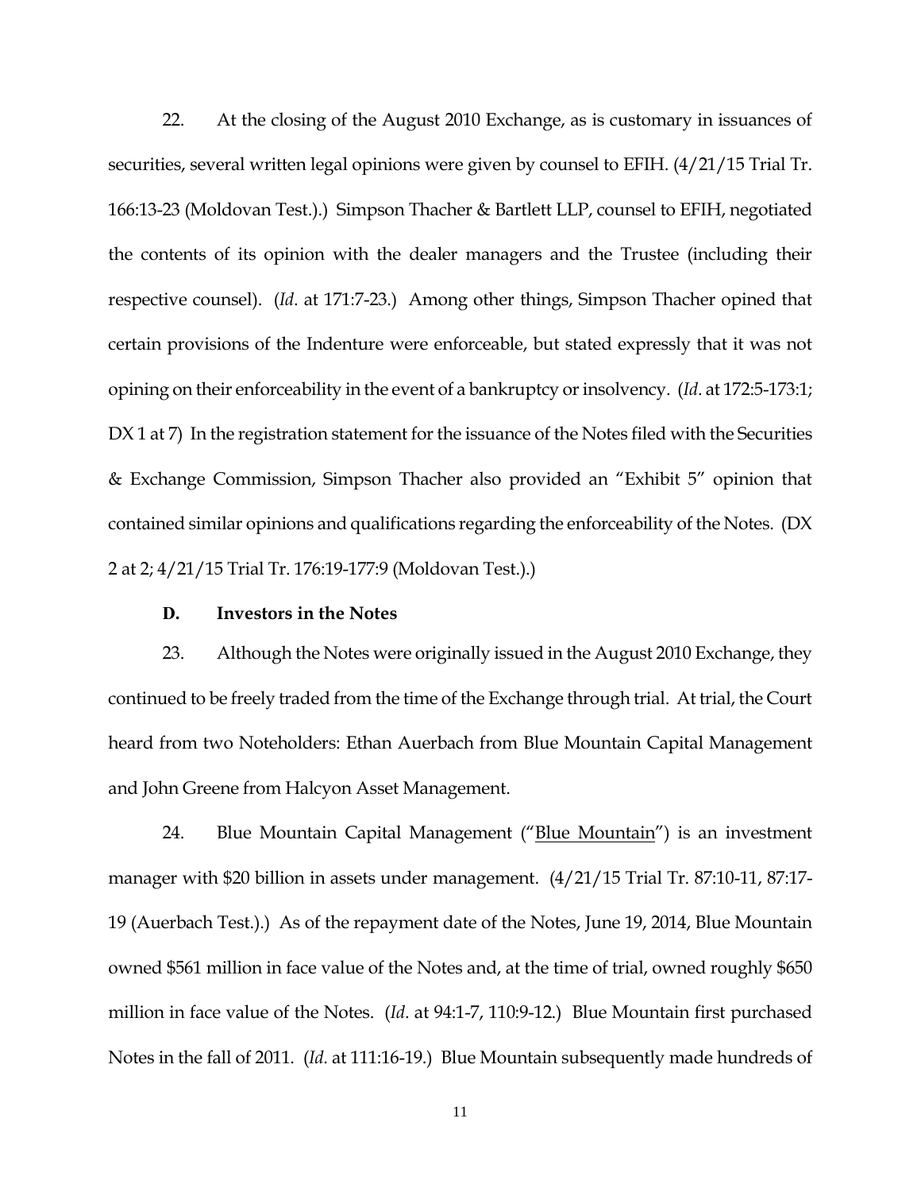22. At the closing of the August 2010 Exchange, as is customary in issuances of securities, several written legal opinions were given by counsel to EFIH. (4/21/15 Trial Tr. 166:13-23 (Moldovan Test.).) Simpson Thacher & Bartlett LLP, counsel to EFIH, negotiated the contents of its opinion with the dealer managers and the Trustee (including their respective counsel). (*Id*. at 171:7-23.) Among other things, Simpson Thacher opined that certain provisions of the Indenture were enforceable, but stated expressly that it was not opining on their enforceability in the event of a bankruptcy or insolvency. (*Id*. at 172:5-173:1; DX 1 at 7) In the registration statement for the issuance of the Notes filed with the Securities & Exchange Commission, Simpson Thacher also provided an "Exhibit 5" opinion that contained similar opinions and qualifications regarding the enforceability of the Notes. (DX 2 at 2; 4/21/15 Trial Tr. 176:19-177:9 (Moldovan Test.).)

### D. Investors in the Notes

23. Although the Notes were originally issued in the August 2010 Exchange, they continued to be freely traded from the time of the Exchange through trial. At trial, the Court heard from two Noteholders: Ethan Auerbach from Blue Mountain Capital Management and John Greene from Halcyon Asset Management.

24. Blue Mountain Capital Management ("Blue Mountain") is an investment manager with $20 billion in assets under management. (4/21/15 Trial Tr. 87:10-11, 87:17-19 (Auerbach Test.).) As of the repayment date of the Notes, June 19, 2014, Blue Mountain owned $561 million in face value of the Notes and, at the time of trial, owned roughly $650 million in face value of the Notes. (*Id*. at 94:1-7, 110:9-12.) Blue Mountain first purchased Notes in the fall of 2011. (*Id*. at 111:16-19.) Blue Mountain subsequently made hundreds of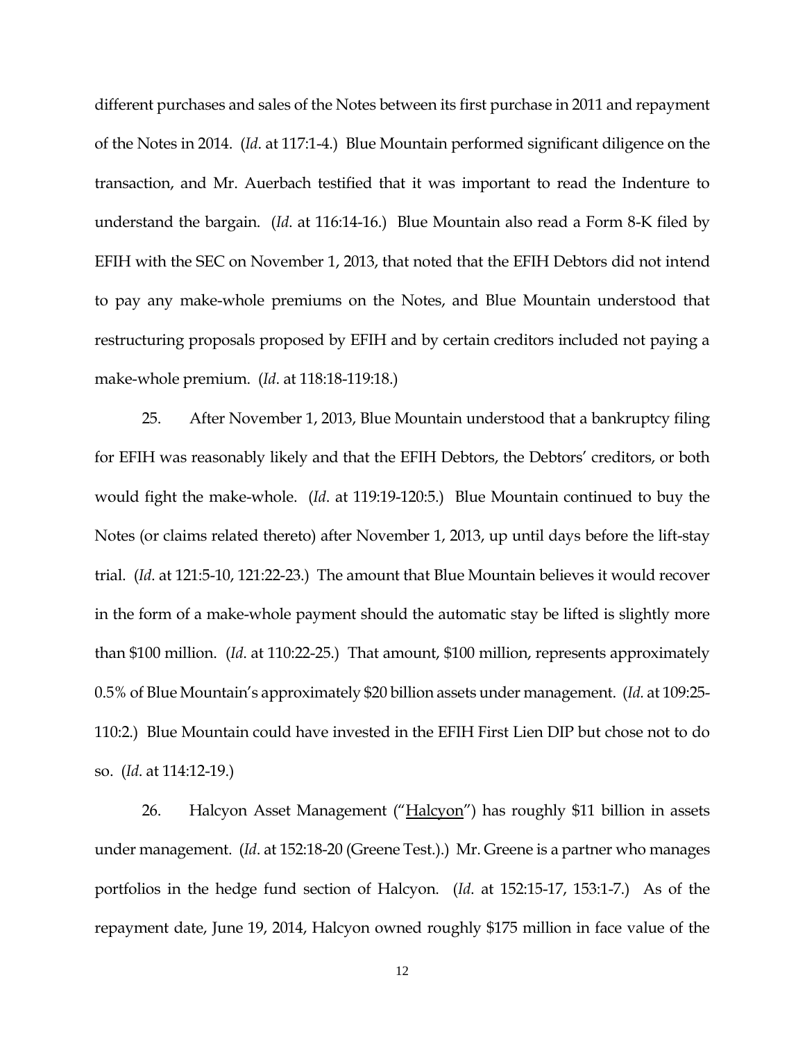different purchases and sales of the Notes between its first purchase in 2011 and repayment of the Notes in 2014. (*Id*. at 117:1-4.) Blue Mountain performed significant diligence on the transaction, and Mr. Auerbach testified that it was important to read the Indenture to understand the bargain. (*Id*. at 116:14-16.) Blue Mountain also read a Form 8-K filed by EFIH with the SEC on November 1, 2013, that noted that the EFIH Debtors did not intend to pay any make-whole premiums on the Notes, and Blue Mountain understood that restructuring proposals proposed by EFIH and by certain creditors included not paying a make-whole premium. (*Id*. at 118:18-119:18.)

25. After November 1, 2013, Blue Mountain understood that a bankruptcy filing for EFIH was reasonably likely and that the EFIH Debtors, the Debtors' creditors, or both would fight the make-whole. (*Id*. at 119:19-120:5.) Blue Mountain continued to buy the Notes (or claims related thereto) after November 1, 2013, up until days before the lift-stay trial. (*Id*. at 121:5-10, 121:22-23.) The amount that Blue Mountain believes it would recover in the form of a make-whole payment should the automatic stay be lifted is slightly more than $100 million. (*Id*. at 110:22-25.) That amount, $100 million, represents approximately 0.5% of Blue Mountain's approximately $20 billion assets under management. (*Id.* at 109:25-110:2.) Blue Mountain could have invested in the EFIH First Lien DIP but chose not to do so. (*Id*. at 114:12-19.)

26. Halcyon Asset Management ("<u>Halcyon</u>") has roughly $11 billion in assets under management. (*Id*. at 152:18-20 (Greene Test.).) Mr. Greene is a partner who manages portfolios in the hedge fund section of Halcyon. (*Id*. at 152:15-17, 153:1-7.) As of the repayment date, June 19, 2014, Halcyon owned roughly $175 million in face value of the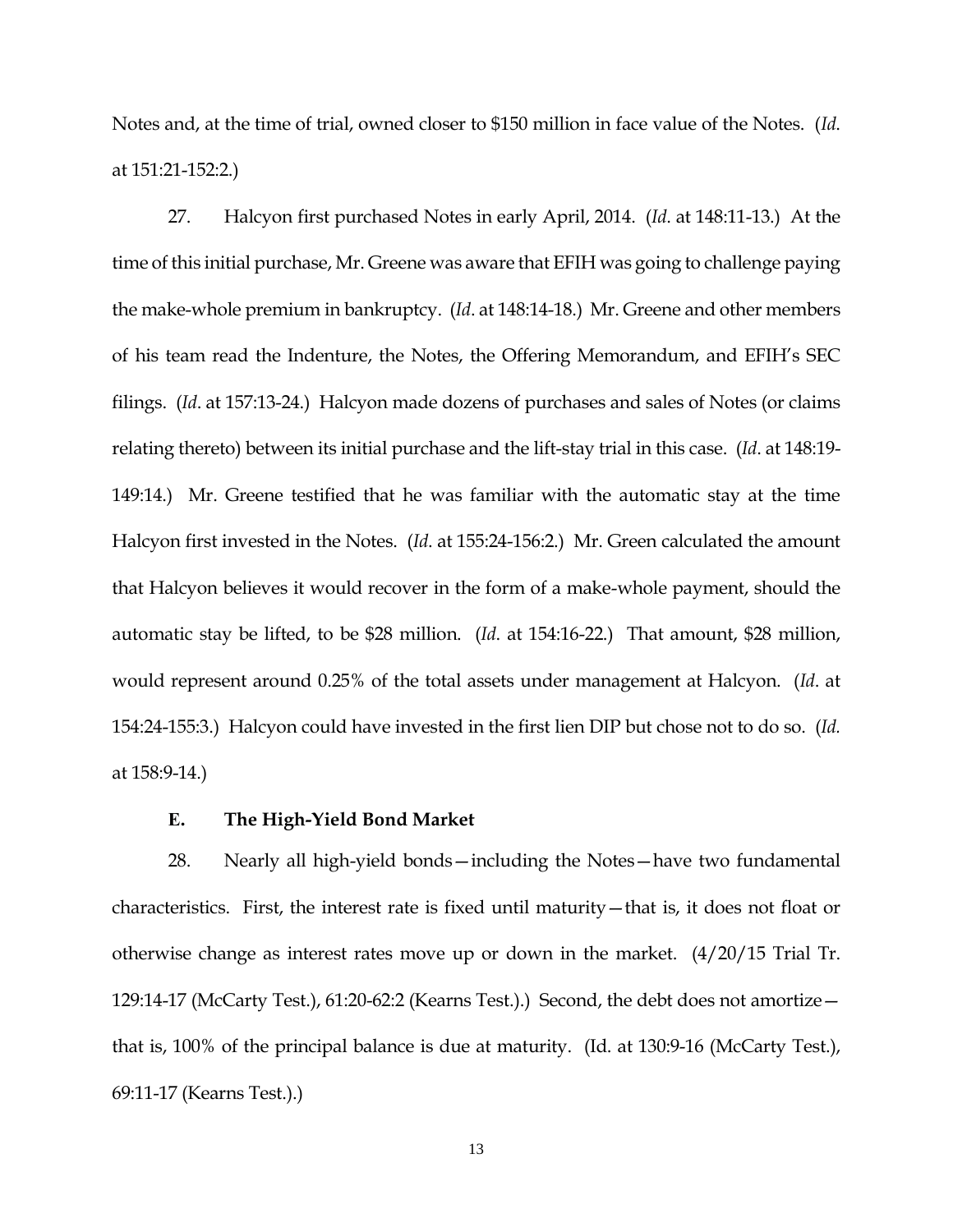Notes and, at the time of trial, owned closer to $150 million in face value of the Notes. (*Id.* at 151:21-152:2.)

27. Halcyon first purchased Notes in early April, 2014. (*Id*. at 148:11-13.) At the time of this initial purchase, Mr. Greene was aware that EFIH was going to challenge paying the make-whole premium in bankruptcy. (*Id*. at 148:14-18.) Mr. Greene and other members of his team read the Indenture, the Notes, the Offering Memorandum, and EFIH's SEC filings. (*Id*. at 157:13-24.) Halcyon made dozens of purchases and sales of Notes (or claims relating thereto) between its initial purchase and the lift-stay trial in this case. (*Id*. at 148:19-149:14.) Mr. Greene testified that he was familiar with the automatic stay at the time Halcyon first invested in the Notes. (*Id*. at 155:24-156:2.) Mr. Green calculated the amount that Halcyon believes it would recover in the form of a make-whole payment, should the automatic stay be lifted, to be $28 million. (*Id*. at 154:16-22.) That amount, $28 million, would represent around 0.25% of the total assets under management at Halcyon. (*Id*. at 154:24-155:3.) Halcyon could have invested in the first lien DIP but chose not to do so. (*Id.* at 158:9-14.)

### E. The High-Yield Bond Market

28. Nearly all high-yield bonds—including the Notes—have two fundamental characteristics. First, the interest rate is fixed until maturity—that is, it does not float or otherwise change as interest rates move up or down in the market. (4/20/15 Trial Tr. 129:14-17 (McCarty Test.), 61:20-62:2 (Kearns Test.).) Second, the debt does not amortize—that is, 100% of the principal balance is due at maturity. (Id. at 130:9-16 (McCarty Test.), 69:11-17 (Kearns Test.).)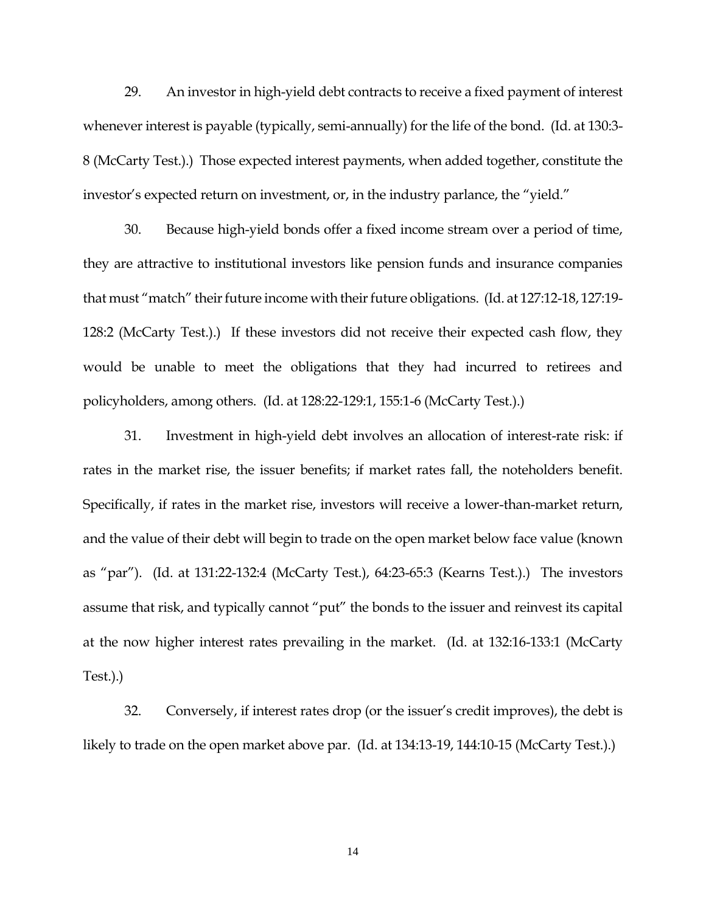29. An investor in high-yield debt contracts to receive a fixed payment of interest whenever interest is payable (typically, semi-annually) for the life of the bond. (Id. at 130:3-8 (McCarty Test.).) Those expected interest payments, when added together, constitute the investor's expected return on investment, or, in the industry parlance, the "yield."

30. Because high-yield bonds offer a fixed income stream over a period of time, they are attractive to institutional investors like pension funds and insurance companies that must "match" their future income with their future obligations. (Id. at 127:12-18, 127:19-128:2 (McCarty Test.).) If these investors did not receive their expected cash flow, they would be unable to meet the obligations that they had incurred to retirees and policyholders, among others. (Id. at 128:22-129:1, 155:1-6 (McCarty Test.).)

31. Investment in high-yield debt involves an allocation of interest-rate risk: if rates in the market rise, the issuer benefits; if market rates fall, the noteholders benefit. Specifically, if rates in the market rise, investors will receive a lower-than-market return, and the value of their debt will begin to trade on the open market below face value (known as "par"). (Id. at 131:22-132:4 (McCarty Test.), 64:23-65:3 (Kearns Test.).) The investors assume that risk, and typically cannot "put" the bonds to the issuer and reinvest its capital at the now higher interest rates prevailing in the market. (Id. at 132:16-133:1 (McCarty Test.).)

32. Conversely, if interest rates drop (or the issuer's credit improves), the debt is likely to trade on the open market above par. (Id. at 134:13-19, 144:10-15 (McCarty Test.).)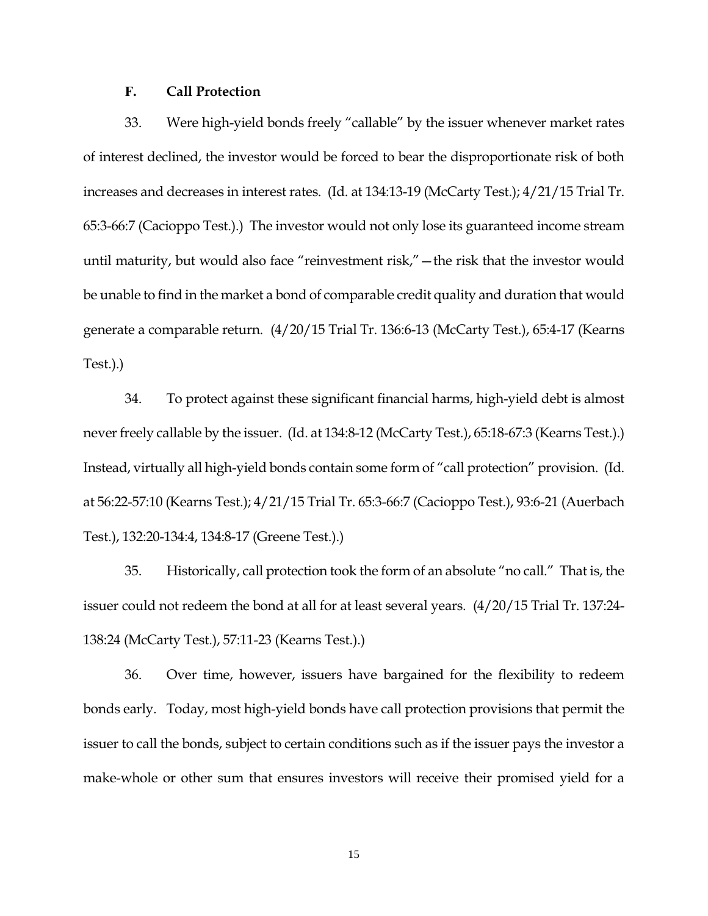### F. Call Protection

33. Were high-yield bonds freely "callable" by the issuer whenever market rates of interest declined, the investor would be forced to bear the disproportionate risk of both increases and decreases in interest rates. (Id. at 134:13-19 (McCarty Test.); 4/21/15 Trial Tr. 65:3-66:7 (Cacioppo Test.).) The investor would not only lose its guaranteed income stream until maturity, but would also face "reinvestment risk,"—the risk that the investor would be unable to find in the market a bond of comparable credit quality and duration that would generate a comparable return. (4/20/15 Trial Tr. 136:6-13 (McCarty Test.), 65:4-17 (Kearns Test.).)

34. To protect against these significant financial harms, high-yield debt is almost never freely callable by the issuer. (Id. at 134:8-12 (McCarty Test.), 65:18-67:3 (Kearns Test.).) Instead, virtually all high-yield bonds contain some form of "call protection" provision. (Id. at 56:22-57:10 (Kearns Test.); 4/21/15 Trial Tr. 65:3-66:7 (Cacioppo Test.), 93:6-21 (Auerbach Test.), 132:20-134:4, 134:8-17 (Greene Test.).)

35. Historically, call protection took the form of an absolute "no call." That is, the issuer could not redeem the bond at all for at least several years. (4/20/15 Trial Tr. 137:24-138:24 (McCarty Test.), 57:11-23 (Kearns Test.).)

36. Over time, however, issuers have bargained for the flexibility to redeem bonds early. Today, most high-yield bonds have call protection provisions that permit the issuer to call the bonds, subject to certain conditions such as if the issuer pays the investor a make-whole or other sum that ensures investors will receive their promised yield for a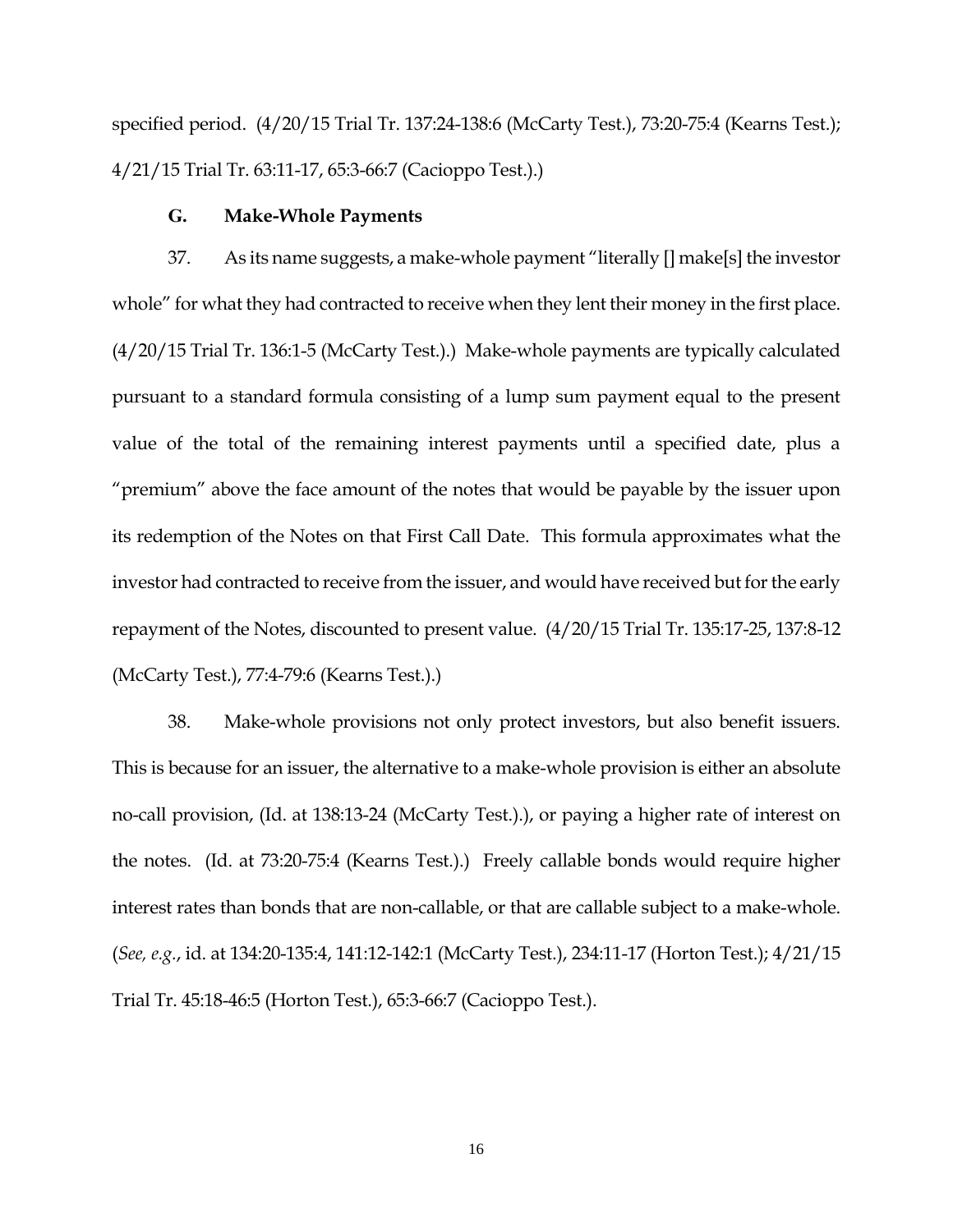specified period. (4/20/15 Trial Tr. 137:24-138:6 (McCarty Test.), 73:20-75:4 (Kearns Test.); 4/21/15 Trial Tr. 63:11-17, 65:3-66:7 (Cacioppo Test.).)

### G. Make-Whole Payments

37. As its name suggests, a make-whole payment "literally [] make[s] the investor whole" for what they had contracted to receive when they lent their money in the first place. (4/20/15 Trial Tr. 136:1-5 (McCarty Test.).) Make-whole payments are typically calculated pursuant to a standard formula consisting of a lump sum payment equal to the present value of the total of the remaining interest payments until a specified date, plus a "premium" above the face amount of the notes that would be payable by the issuer upon its redemption of the Notes on that First Call Date. This formula approximates what the investor had contracted to receive from the issuer, and would have received but for the early repayment of the Notes, discounted to present value. (4/20/15 Trial Tr. 135:17-25, 137:8-12 (McCarty Test.), 77:4-79:6 (Kearns Test.).)

38. Make-whole provisions not only protect investors, but also benefit issuers. This is because for an issuer, the alternative to a make-whole provision is either an absolute no-call provision, (Id. at 138:13-24 (McCarty Test.).), or paying a higher rate of interest on the notes. (Id. at 73:20-75:4 (Kearns Test.).) Freely callable bonds would require higher interest rates than bonds that are non-callable, or that are callable subject to a make-whole. (*See, e.g.*, id. at 134:20-135:4, 141:12-142:1 (McCarty Test.), 234:11-17 (Horton Test.); 4/21/15 Trial Tr. 45:18-46:5 (Horton Test.), 65:3-66:7 (Cacioppo Test.).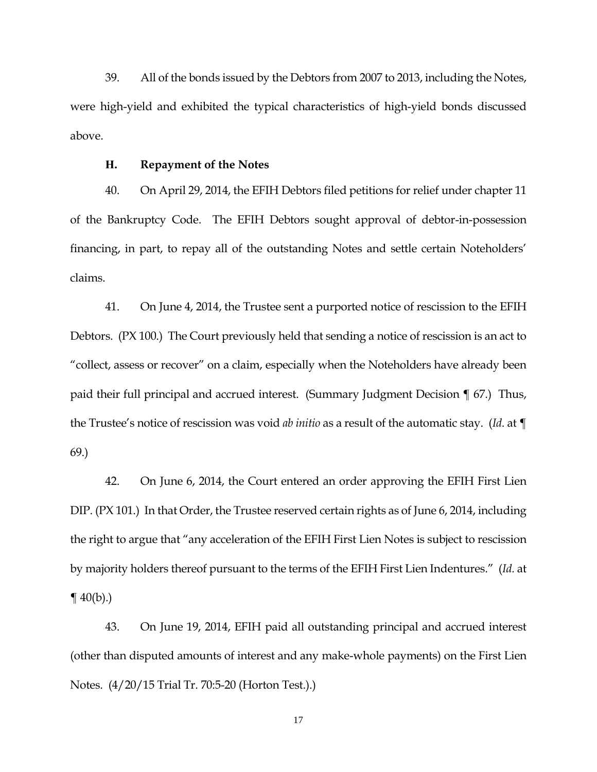39. All of the bonds issued by the Debtors from 2007 to 2013, including the Notes, were high-yield and exhibited the typical characteristics of high-yield bonds discussed above.

### H. Repayment of the Notes

40. On April 29, 2014, the EFIH Debtors filed petitions for relief under chapter 11 of the Bankruptcy Code. The EFIH Debtors sought approval of debtor-in-possession financing, in part, to repay all of the outstanding Notes and settle certain Noteholders' claims.

41. On June 4, 2014, the Trustee sent a purported notice of rescission to the EFIH Debtors. (PX 100.) The Court previously held that sending a notice of rescission is an act to "collect, assess or recover" on a claim, especially when the Noteholders have already been paid their full principal and accrued interest. (Summary Judgment Decision ¶ 67.) Thus, the Trustee's notice of rescission was void *ab initio* as a result of the automatic stay. (*Id*. at ¶ 69.)

42. On June 6, 2014, the Court entered an order approving the EFIH First Lien DIP. (PX 101.) In that Order, the Trustee reserved certain rights as of June 6, 2014, including the right to argue that "any acceleration of the EFIH First Lien Notes is subject to rescission by majority holders thereof pursuant to the terms of the EFIH First Lien Indentures." (*Id.* at ¶ 40(b).)

43. On June 19, 2014, EFIH paid all outstanding principal and accrued interest (other than disputed amounts of interest and any make-whole payments) on the First Lien Notes. (4/20/15 Trial Tr. 70:5-20 (Horton Test.).)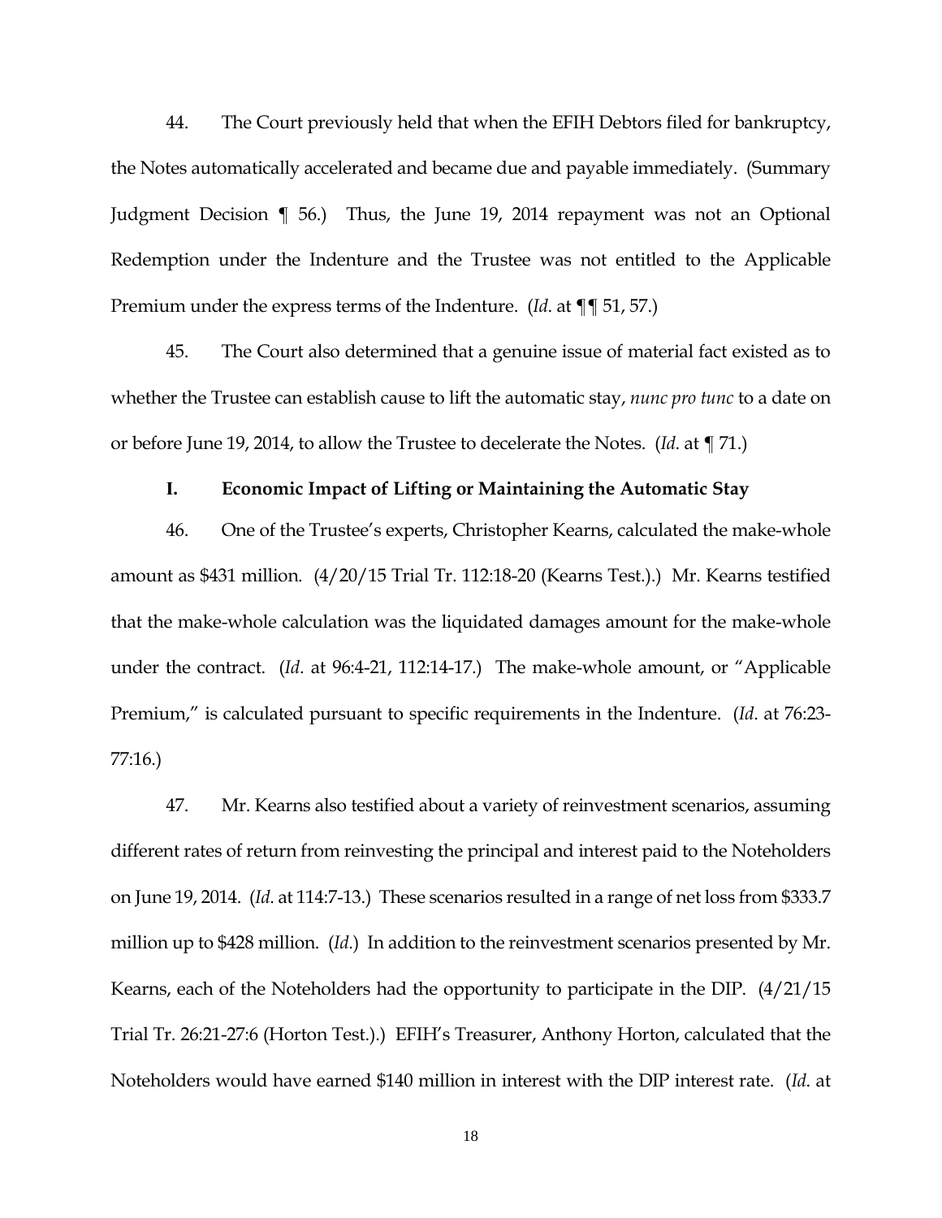44. The Court previously held that when the EFIH Debtors filed for bankruptcy, the Notes automatically accelerated and became due and payable immediately. (Summary Judgment Decision ¶ 56.) Thus, the June 19, 2014 repayment was not an Optional Redemption under the Indenture and the Trustee was not entitled to the Applicable Premium under the express terms of the Indenture. (*Id*. at ¶¶ 51, 57.)

45. The Court also determined that a genuine issue of material fact existed as to whether the Trustee can establish cause to lift the automatic stay, *nunc pro tunc* to a date on or before June 19, 2014, to allow the Trustee to decelerate the Notes. (*Id*. at ¶ 71.)

### I. Economic Impact of Lifting or Maintaining the Automatic Stay

46. One of the Trustee's experts, Christopher Kearns, calculated the make-whole amount as $431 million. (4/20/15 Trial Tr. 112:18-20 (Kearns Test.).) Mr. Kearns testified that the make-whole calculation was the liquidated damages amount for the make-whole under the contract. (*Id*. at 96:4-21, 112:14-17.) The make-whole amount, or "Applicable Premium," is calculated pursuant to specific requirements in the Indenture. (*Id*. at 76:23-77:16.)

47. Mr. Kearns also testified about a variety of reinvestment scenarios, assuming different rates of return from reinvesting the principal and interest paid to the Noteholders on June 19, 2014. (*Id*. at 114:7-13.) These scenarios resulted in a range of net loss from $333.7 million up to $428 million. (*Id*.) In addition to the reinvestment scenarios presented by Mr. Kearns, each of the Noteholders had the opportunity to participate in the DIP. (4/21/15 Trial Tr. 26:21-27:6 (Horton Test.).) EFIH's Treasurer, Anthony Horton, calculated that the Noteholders would have earned $140 million in interest with the DIP interest rate. (*Id*. at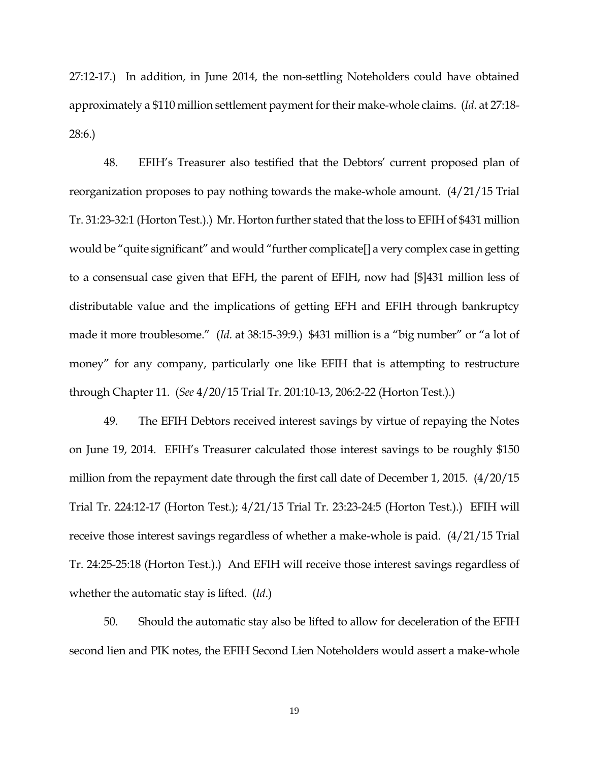27:12-17.) In addition, in June 2014, the non-settling Noteholders could have obtained approximately a $110 million settlement payment for their make-whole claims. (*Id*. at 27:18-28:6.)

48. EFIH's Treasurer also testified that the Debtors' current proposed plan of reorganization proposes to pay nothing towards the make-whole amount. (4/21/15 Trial Tr. 31:23-32:1 (Horton Test.).) Mr. Horton further stated that the loss to EFIH of $431 million would be "quite significant" and would "further complicate[] a very complex case in getting to a consensual case given that EFH, the parent of EFIH, now had [$]431 million less of distributable value and the implications of getting EFH and EFIH through bankruptcy made it more troublesome." (*Id*. at 38:15-39:9.) $431 million is a "big number" or "a lot of money" for any company, particularly one like EFIH that is attempting to restructure through Chapter 11. (*See* 4/20/15 Trial Tr. 201:10-13, 206:2-22 (Horton Test.).)

49. The EFIH Debtors received interest savings by virtue of repaying the Notes on June 19, 2014. EFIH's Treasurer calculated those interest savings to be roughly $150 million from the repayment date through the first call date of December 1, 2015. (4/20/15 Trial Tr. 224:12-17 (Horton Test.); 4/21/15 Trial Tr. 23:23-24:5 (Horton Test.).) EFIH will receive those interest savings regardless of whether a make-whole is paid. (4/21/15 Trial Tr. 24:25-25:18 (Horton Test.).) And EFIH will receive those interest savings regardless of whether the automatic stay is lifted. (*Id*.)

50. Should the automatic stay also be lifted to allow for deceleration of the EFIH second lien and PIK notes, the EFIH Second Lien Noteholders would assert a make-whole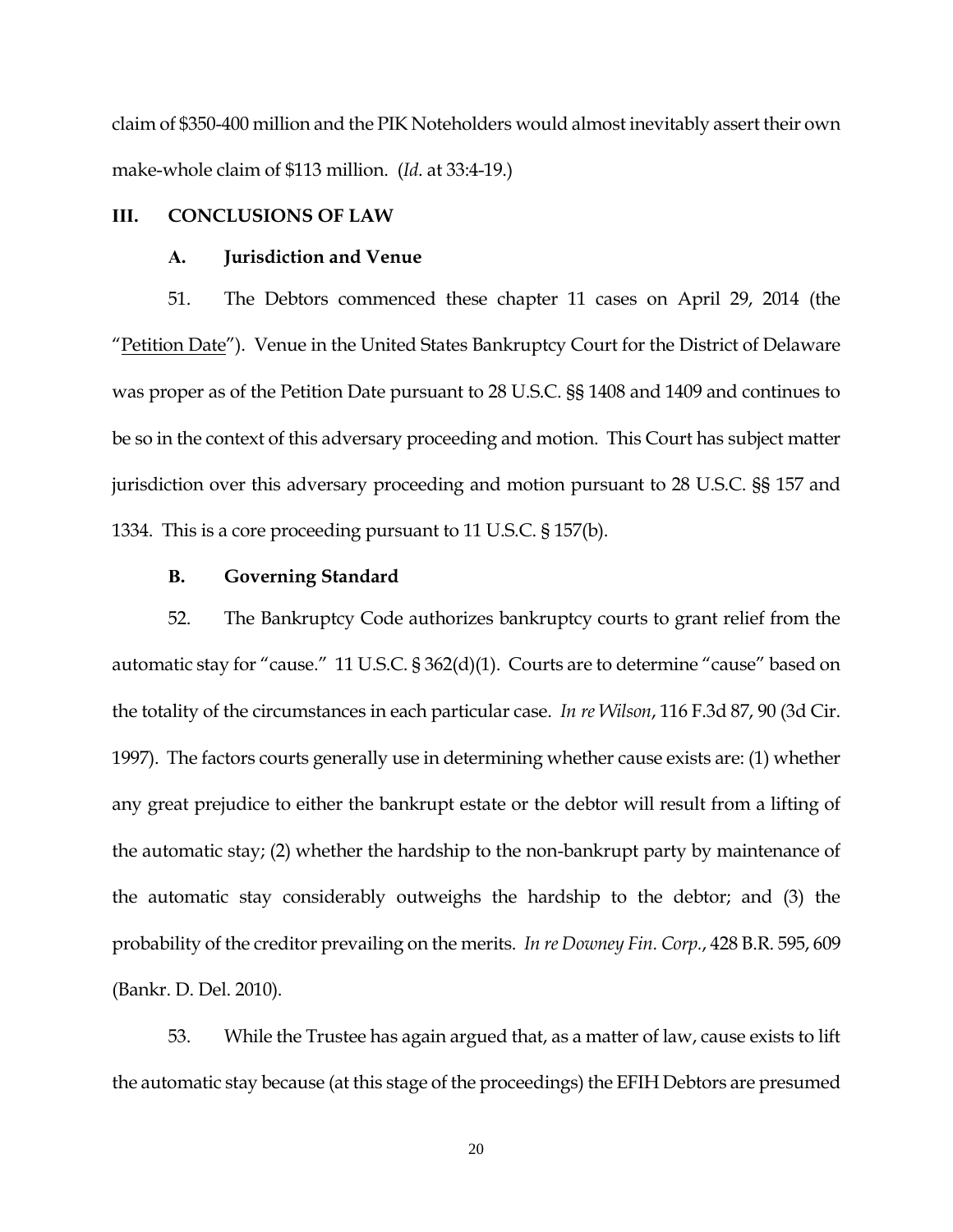claim of \$350-400 million and the PIK Noteholders would almost inevitably assert their own make-whole claim of \$113 million. (*Id*. at 33:4-19.)

## III. CONCLUSIONS OF LAW

### A. Jurisdiction and Venue

51. The Debtors commenced these chapter 11 cases on April 29, 2014 (the "Petition Date"). Venue in the United States Bankruptcy Court for the District of Delaware was proper as of the Petition Date pursuant to 28 U.S.C. §§ 1408 and 1409 and continues to be so in the context of this adversary proceeding and motion. This Court has subject matter jurisdiction over this adversary proceeding and motion pursuant to 28 U.S.C. §§ 157 and 1334. This is a core proceeding pursuant to 11 U.S.C. § 157(b).

### B. Governing Standard

52. The Bankruptcy Code authorizes bankruptcy courts to grant relief from the automatic stay for "cause." 11 U.S.C. § 362(d)(1). Courts are to determine "cause" based on the totality of the circumstances in each particular case. *In re Wilson*, 116 F.3d 87, 90 (3d Cir. 1997). The factors courts generally use in determining whether cause exists are: (1) whether any great prejudice to either the bankrupt estate or the debtor will result from a lifting of the automatic stay; (2) whether the hardship to the non-bankrupt party by maintenance of the automatic stay considerably outweighs the hardship to the debtor; and (3) the probability of the creditor prevailing on the merits. *In re Downey Fin. Corp.*, 428 B.R. 595, 609 (Bankr. D. Del. 2010).

53. While the Trustee has again argued that, as a matter of law, cause exists to lift the automatic stay because (at this stage of the proceedings) the EFIH Debtors are presumed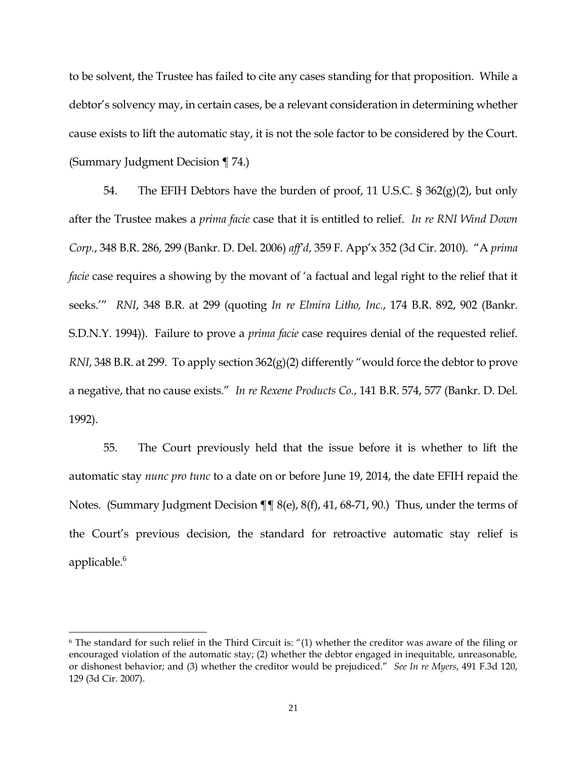to be solvent, the Trustee has failed to cite any cases standing for that proposition. While a debtor's solvency may, in certain cases, be a relevant consideration in determining whether cause exists to lift the automatic stay, it is not the sole factor to be considered by the Court. (Summary Judgment Decision ¶ 74.)

54. The EFIH Debtors have the burden of proof, 11 U.S.C. § 362(g)(2), but only after the Trustee makes a *prima facie* case that it is entitled to relief. *In re RNI Wind Down Corp.*, 348 B.R. 286, 299 (Bankr. D. Del. 2006) *aff'd*, 359 F. App'x 352 (3d Cir. 2010). "A *prima facie* case requires a showing by the movant of 'a factual and legal right to the relief that it seeks.'" *RNI*, 348 B.R. at 299 (quoting *In re Elmira Litho, Inc.*, 174 B.R. 892, 902 (Bankr. S.D.N.Y. 1994)). Failure to prove a *prima facie* case requires denial of the requested relief. *RNI*, 348 B.R. at 299. To apply section 362(g)(2) differently "would force the debtor to prove a negative, that no cause exists." *In re Rexene Products Co.*, 141 B.R. 574, 577 (Bankr. D. Del. 1992).

55. The Court previously held that the issue before it is whether to lift the automatic stay *nunc pro tunc* to a date on or before June 19, 2014, the date EFIH repaid the Notes. (Summary Judgment Decision ¶¶ 8(e), 8(f), 41, 68-71, 90.) Thus, under the terms of the Court's previous decision, the standard for retroactive automatic stay relief is applicable.[6]

---

[6] The standard for such relief in the Third Circuit is: "(1) whether the creditor was aware of the filing or encouraged violation of the automatic stay; (2) whether the debtor engaged in inequitable, unreasonable, or dishonest behavior; and (3) whether the creditor would be prejudiced." *See In re Myers*, 491 F.3d 120, 129 (3d Cir. 2007).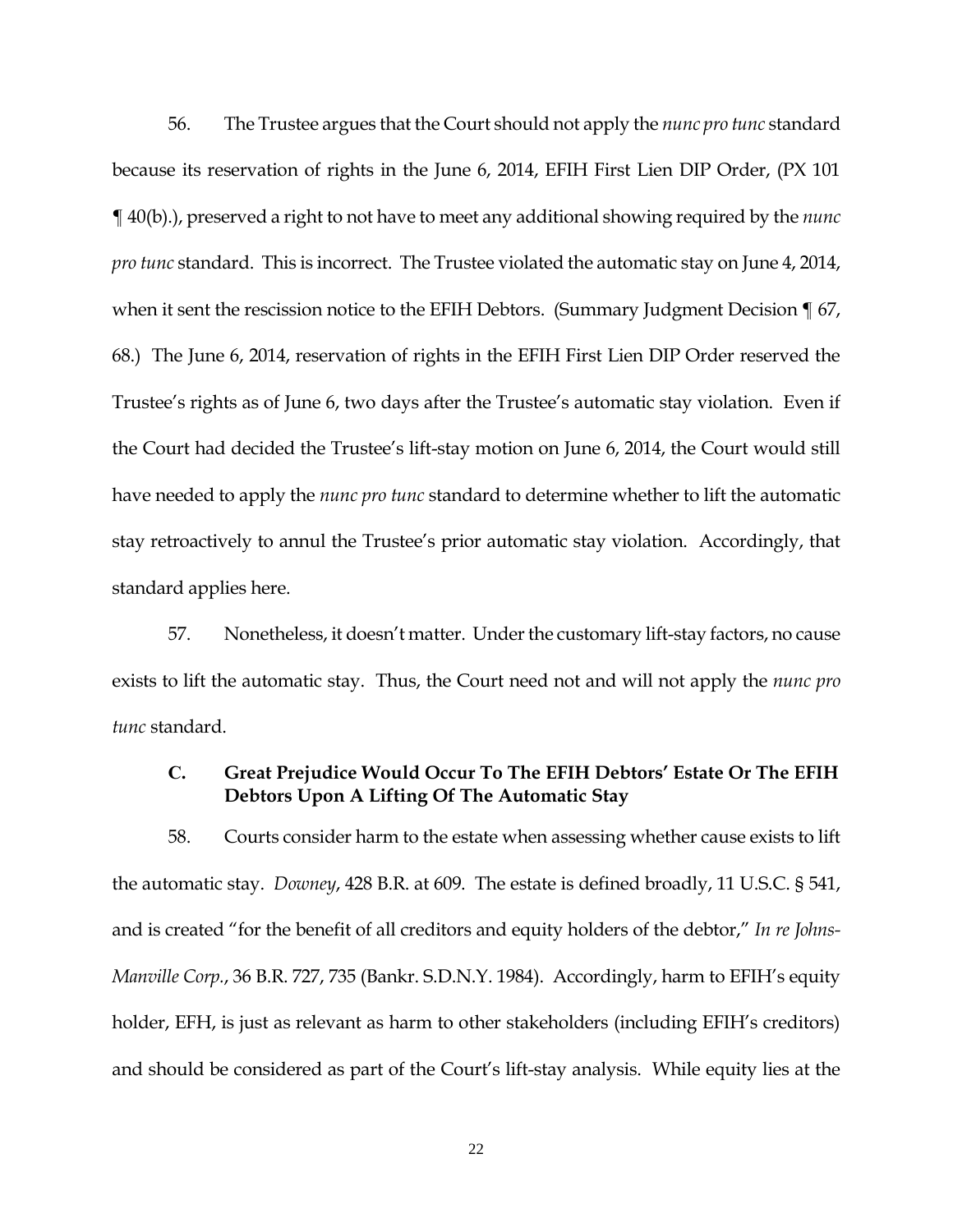56. The Trustee argues that the Court should not apply the *nunc pro tunc* standard because its reservation of rights in the June 6, 2014, EFIH First Lien DIP Order, (PX 101 ¶ 40(b).), preserved a right to not have to meet any additional showing required by the *nunc pro tunc* standard. This is incorrect. The Trustee violated the automatic stay on June 4, 2014, when it sent the rescission notice to the EFIH Debtors. (Summary Judgment Decision ¶ 67, 68.) The June 6, 2014, reservation of rights in the EFIH First Lien DIP Order reserved the Trustee's rights as of June 6, two days after the Trustee's automatic stay violation. Even if the Court had decided the Trustee's lift-stay motion on June 6, 2014, the Court would still have needed to apply the *nunc pro tunc* standard to determine whether to lift the automatic stay retroactively to annul the Trustee's prior automatic stay violation. Accordingly, that standard applies here.

57. Nonetheless, it doesn't matter. Under the customary lift-stay factors, no cause exists to lift the automatic stay. Thus, the Court need not and will not apply the *nunc pro tunc* standard.

### C. Great Prejudice Would Occur To The EFIH Debtors' Estate Or The EFIH Debtors Upon A Lifting Of The Automatic Stay

58. Courts consider harm to the estate when assessing whether cause exists to lift the automatic stay. *Downey*, 428 B.R. at 609. The estate is defined broadly, 11 U.S.C. § 541, and is created "for the benefit of all creditors and equity holders of the debtor," *In re Johns-Manville Corp.*, 36 B.R. 727, 735 (Bankr. S.D.N.Y. 1984). Accordingly, harm to EFIH's equity holder, EFH, is just as relevant as harm to other stakeholders (including EFIH's creditors) and should be considered as part of the Court's lift-stay analysis. While equity lies at the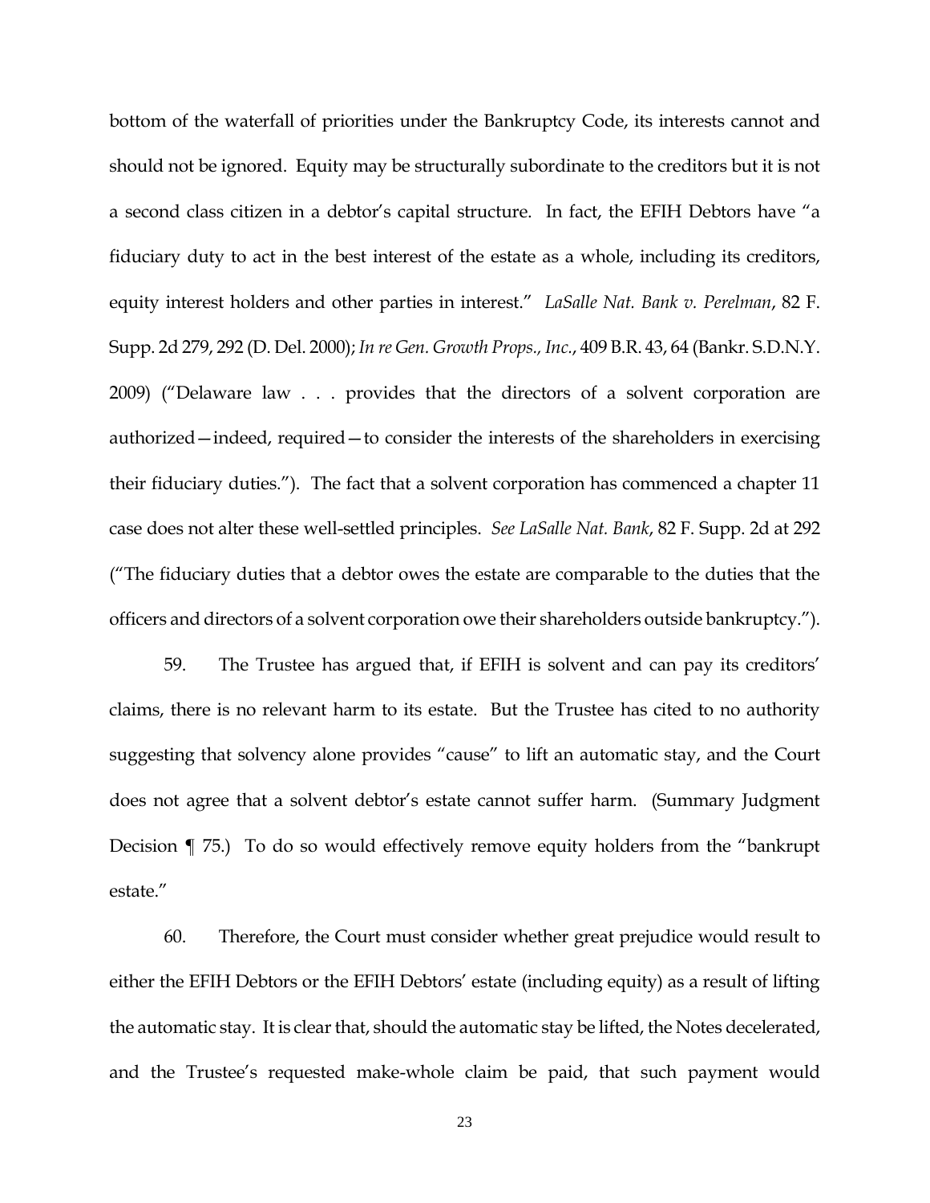bottom of the waterfall of priorities under the Bankruptcy Code, its interests cannot and should not be ignored. Equity may be structurally subordinate to the creditors but it is not a second class citizen in a debtor's capital structure. In fact, the EFIH Debtors have "a fiduciary duty to act in the best interest of the estate as a whole, including its creditors, equity interest holders and other parties in interest." *LaSalle Nat. Bank v. Perelman*, 82 F. Supp. 2d 279, 292 (D. Del. 2000); *In re Gen. Growth Props., Inc.*, 409 B.R. 43, 64 (Bankr. S.D.N.Y. 2009) ("Delaware law . . . provides that the directors of a solvent corporation are authorized—indeed, required—to consider the interests of the shareholders in exercising their fiduciary duties."). The fact that a solvent corporation has commenced a chapter 11 case does not alter these well-settled principles. *See LaSalle Nat. Bank*, 82 F. Supp. 2d at 292 ("The fiduciary duties that a debtor owes the estate are comparable to the duties that the officers and directors of a solvent corporation owe their shareholders outside bankruptcy.").

59. The Trustee has argued that, if EFIH is solvent and can pay its creditors' claims, there is no relevant harm to its estate. But the Trustee has cited to no authority suggesting that solvency alone provides "cause" to lift an automatic stay, and the Court does not agree that a solvent debtor's estate cannot suffer harm. (Summary Judgment Decision ¶ 75.) To do so would effectively remove equity holders from the "bankrupt estate."

60. Therefore, the Court must consider whether great prejudice would result to either the EFIH Debtors or the EFIH Debtors' estate (including equity) as a result of lifting the automatic stay. It is clear that, should the automatic stay be lifted, the Notes decelerated, and the Trustee's requested make-whole claim be paid, that such payment would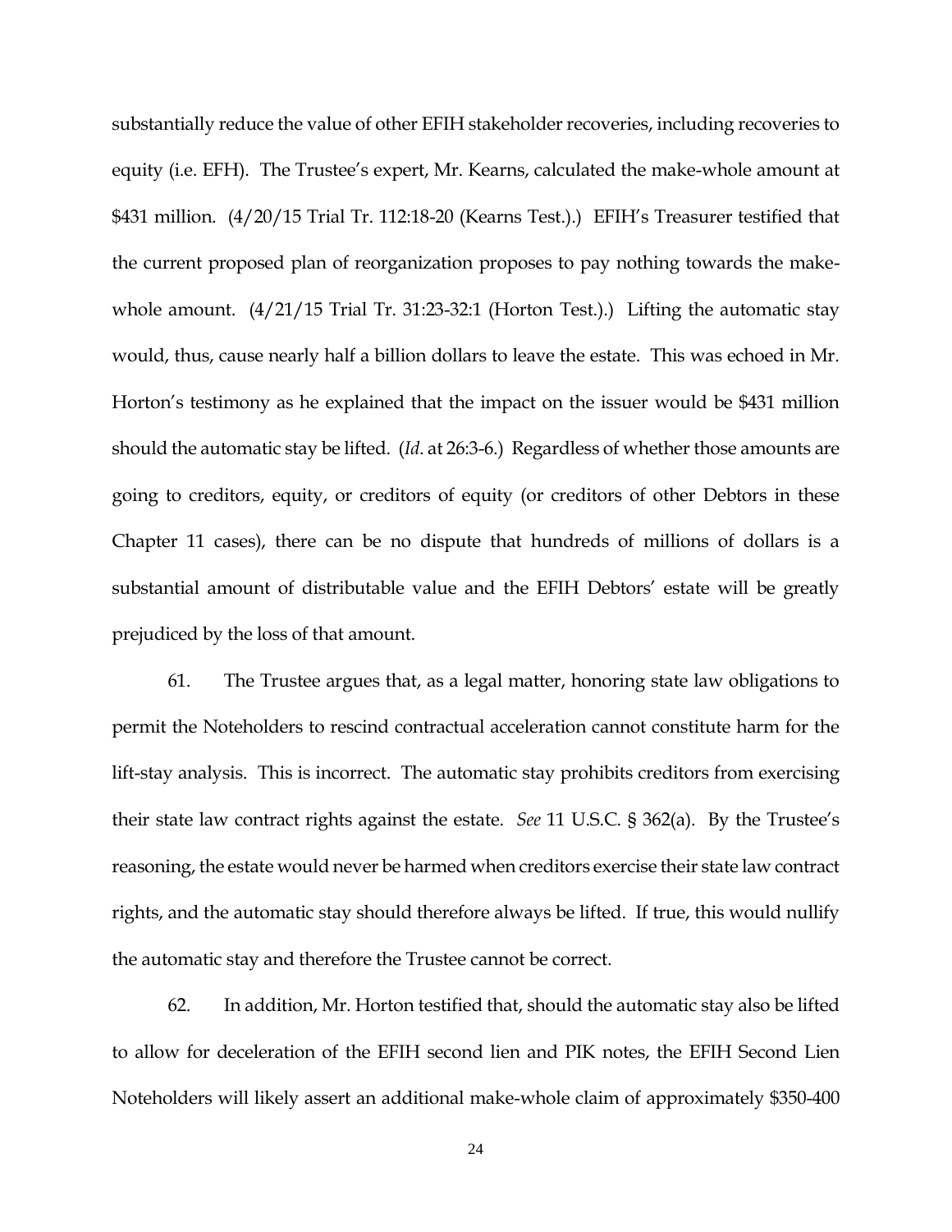substantially reduce the value of other EFIH stakeholder recoveries, including recoveries to equity (i.e. EFH). The Trustee's expert, Mr. Kearns, calculated the make-whole amount at $431 million. (4/20/15 Trial Tr. 112:18-20 (Kearns Test.).) EFIH's Treasurer testified that the current proposed plan of reorganization proposes to pay nothing towards the make-whole amount. (4/21/15 Trial Tr. 31:23-32:1 (Horton Test.).) Lifting the automatic stay would, thus, cause nearly half a billion dollars to leave the estate. This was echoed in Mr. Horton's testimony as he explained that the impact on the issuer would be $431 million should the automatic stay be lifted. (*Id*. at 26:3-6.) Regardless of whether those amounts are going to creditors, equity, or creditors of equity (or creditors of other Debtors in these Chapter 11 cases), there can be no dispute that hundreds of millions of dollars is a substantial amount of distributable value and the EFIH Debtors' estate will be greatly prejudiced by the loss of that amount.

61. The Trustee argues that, as a legal matter, honoring state law obligations to permit the Noteholders to rescind contractual acceleration cannot constitute harm for the lift-stay analysis. This is incorrect. The automatic stay prohibits creditors from exercising their state law contract rights against the estate. *See* 11 U.S.C. § 362(a). By the Trustee's reasoning, the estate would never be harmed when creditors exercise their state law contract rights, and the automatic stay should therefore always be lifted. If true, this would nullify the automatic stay and therefore the Trustee cannot be correct.

62. In addition, Mr. Horton testified that, should the automatic stay also be lifted to allow for deceleration of the EFIH second lien and PIK notes, the EFIH Second Lien Noteholders will likely assert an additional make-whole claim of approximately $350-400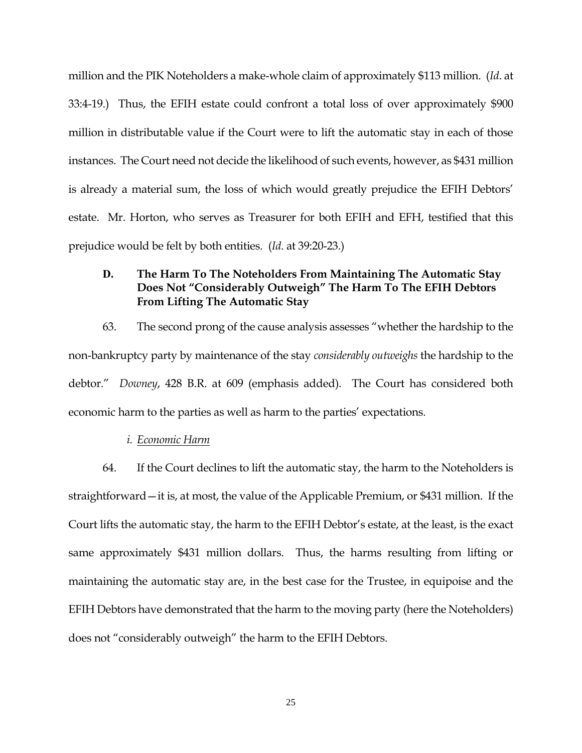million and the PIK Noteholders a make-whole claim of approximately $113 million. (*Id*. at 33:4-19.) Thus, the EFIH estate could confront a total loss of over approximately $900 million in distributable value if the Court were to lift the automatic stay in each of those instances. The Court need not decide the likelihood of such events, however, as $431 million is already a material sum, the loss of which would greatly prejudice the EFIH Debtors' estate. Mr. Horton, who serves as Treasurer for both EFIH and EFH, testified that this prejudice would be felt by both entities. (*Id*. at 39:20-23.)

### D. The Harm To The Noteholders From Maintaining The Automatic Stay Does Not "Considerably Outweigh" The Harm To The EFIH Debtors From Lifting The Automatic Stay

63. The second prong of the cause analysis assesses "whether the hardship to the non-bankruptcy party by maintenance of the stay *considerably outweighs* the hardship to the debtor." *Downey*, 428 B.R. at 609 (emphasis added). The Court has considered both economic harm to the parties as well as harm to the parties' expectations.

*i. Economic Harm*

64. If the Court declines to lift the automatic stay, the harm to the Noteholders is straightforward—it is, at most, the value of the Applicable Premium, or $431 million. If the Court lifts the automatic stay, the harm to the EFIH Debtor's estate, at the least, is the exact same approximately $431 million dollars. Thus, the harms resulting from lifting or maintaining the automatic stay are, in the best case for the Trustee, in equipoise and the EFIH Debtors have demonstrated that the harm to the moving party (here the Noteholders) does not "considerably outweigh" the harm to the EFIH Debtors.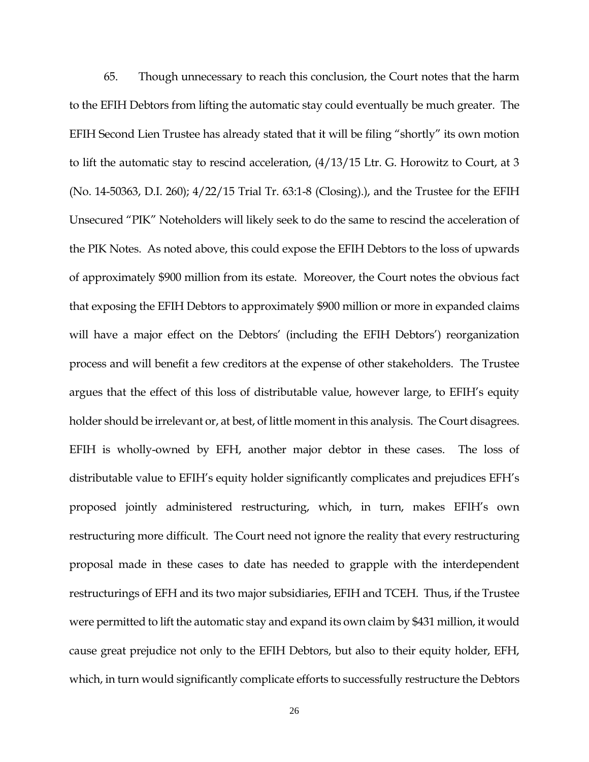65. Though unnecessary to reach this conclusion, the Court notes that the harm to the EFIH Debtors from lifting the automatic stay could eventually be much greater. The EFIH Second Lien Trustee has already stated that it will be filing "shortly" its own motion to lift the automatic stay to rescind acceleration, (4/13/15 Ltr. G. Horowitz to Court, at 3 (No. 14-50363, D.I. 260); 4/22/15 Trial Tr. 63:1-8 (Closing).), and the Trustee for the EFIH Unsecured "PIK" Noteholders will likely seek to do the same to rescind the acceleration of the PIK Notes. As noted above, this could expose the EFIH Debtors to the loss of upwards of approximately $900 million from its estate. Moreover, the Court notes the obvious fact that exposing the EFIH Debtors to approximately $900 million or more in expanded claims will have a major effect on the Debtors' (including the EFIH Debtors') reorganization process and will benefit a few creditors at the expense of other stakeholders. The Trustee argues that the effect of this loss of distributable value, however large, to EFIH's equity holder should be irrelevant or, at best, of little moment in this analysis. The Court disagrees. EFIH is wholly-owned by EFH, another major debtor in these cases. The loss of distributable value to EFIH's equity holder significantly complicates and prejudices EFH's proposed jointly administered restructuring, which, in turn, makes EFIH's own restructuring more difficult. The Court need not ignore the reality that every restructuring proposal made in these cases to date has needed to grapple with the interdependent restructurings of EFH and its two major subsidiaries, EFIH and TCEH. Thus, if the Trustee were permitted to lift the automatic stay and expand its own claim by $431 million, it would cause great prejudice not only to the EFIH Debtors, but also to their equity holder, EFH, which, in turn would significantly complicate efforts to successfully restructure the Debtors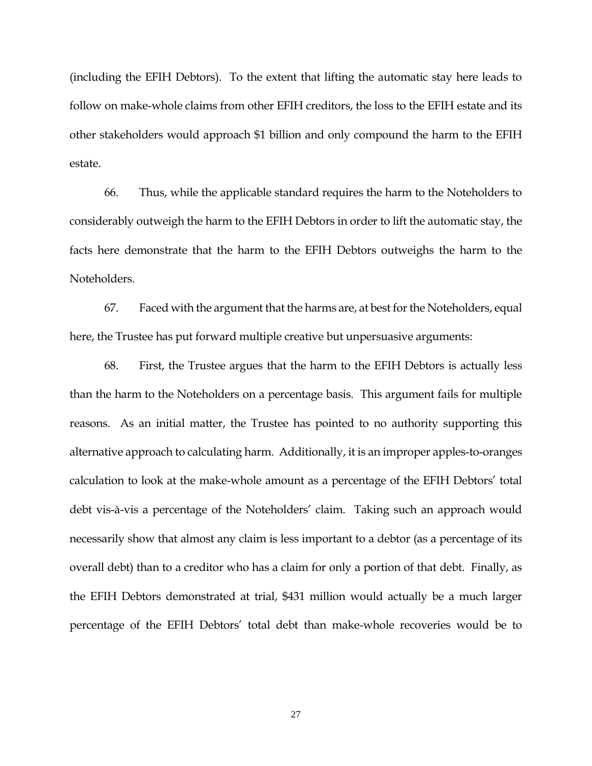(including the EFIH Debtors). To the extent that lifting the automatic stay here leads to follow on make-whole claims from other EFIH creditors, the loss to the EFIH estate and its other stakeholders would approach $1 billion and only compound the harm to the EFIH estate.

66. Thus, while the applicable standard requires the harm to the Noteholders to considerably outweigh the harm to the EFIH Debtors in order to lift the automatic stay, the facts here demonstrate that the harm to the EFIH Debtors outweighs the harm to the Noteholders.

67. Faced with the argument that the harms are, at best for the Noteholders, equal here, the Trustee has put forward multiple creative but unpersuasive arguments:

68. First, the Trustee argues that the harm to the EFIH Debtors is actually less than the harm to the Noteholders on a percentage basis. This argument fails for multiple reasons. As an initial matter, the Trustee has pointed to no authority supporting this alternative approach to calculating harm. Additionally, it is an improper apples-to-oranges calculation to look at the make-whole amount as a percentage of the EFIH Debtors' total debt vis-à-vis a percentage of the Noteholders' claim. Taking such an approach would necessarily show that almost any claim is less important to a debtor (as a percentage of its overall debt) than to a creditor who has a claim for only a portion of that debt. Finally, as the EFIH Debtors demonstrated at trial, $431 million would actually be a much larger percentage of the EFIH Debtors' total debt than make-whole recoveries would be to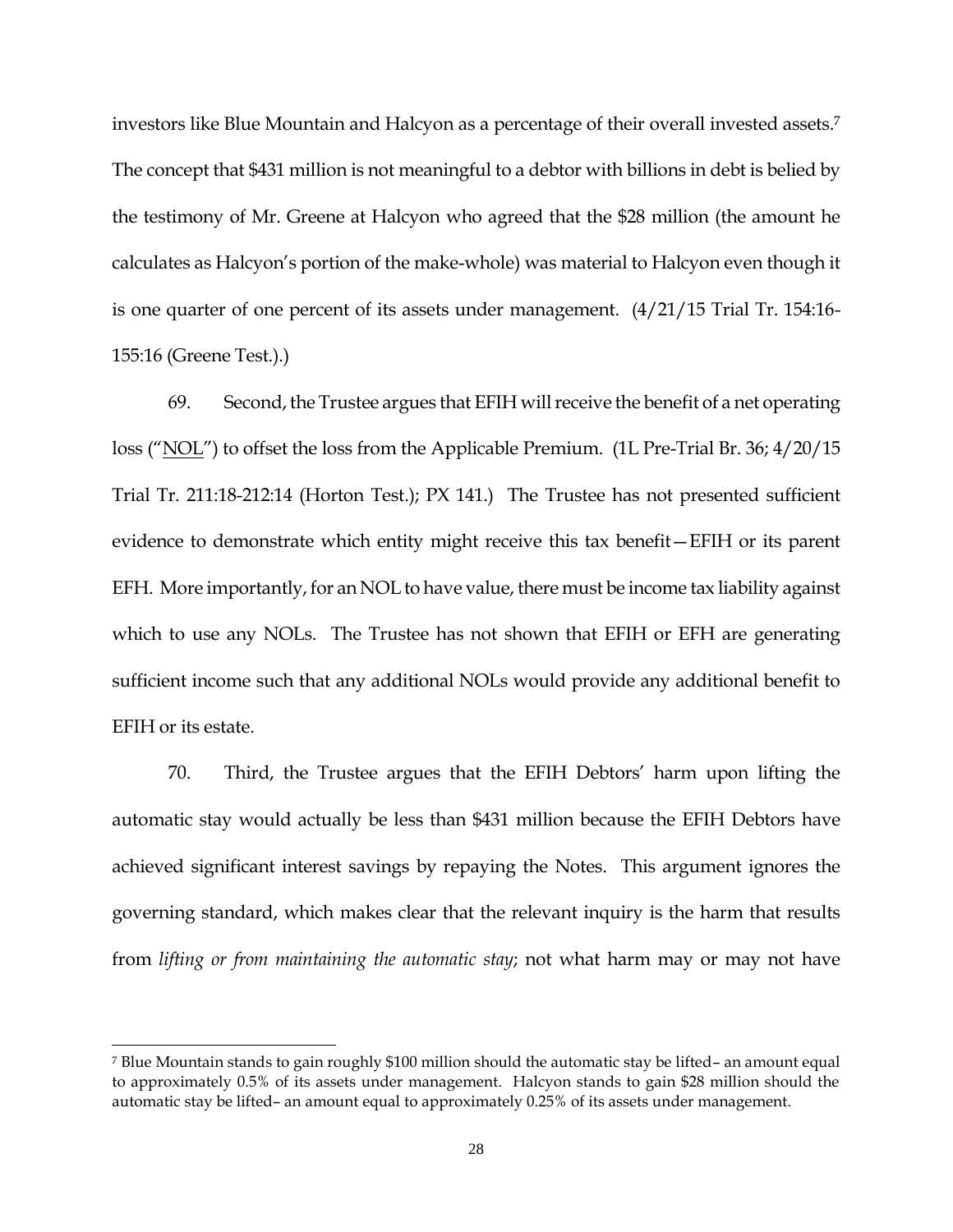investors like Blue Mountain and Halcyon as a percentage of their overall invested assets.[7] The concept that $431 million is not meaningful to a debtor with billions in debt is belied by the testimony of Mr. Greene at Halcyon who agreed that the $28 million (the amount he calculates as Halcyon's portion of the make-whole) was material to Halcyon even though it is one quarter of one percent of its assets under management. (4/21/15 Trial Tr. 154:16-155:16 (Greene Test.).)

69. Second, the Trustee argues that EFIH will receive the benefit of a net operating loss ("<u>NOL</u>") to offset the loss from the Applicable Premium. (1L Pre-Trial Br. 36; 4/20/15 Trial Tr. 211:18-212:14 (Horton Test.); PX 141.) The Trustee has not presented sufficient evidence to demonstrate which entity might receive this tax benefit—EFIH or its parent EFH. More importantly, for an NOL to have value, there must be income tax liability against which to use any NOLs. The Trustee has not shown that EFIH or EFH are generating sufficient income such that any additional NOLs would provide any additional benefit to EFIH or its estate.

70. Third, the Trustee argues that the EFIH Debtors' harm upon lifting the automatic stay would actually be less than $431 million because the EFIH Debtors have achieved significant interest savings by repaying the Notes. This argument ignores the governing standard, which makes clear that the relevant inquiry is the harm that results from *lifting or from maintaining the automatic stay*; not what harm may or may not have

[7] Blue Mountain stands to gain roughly $100 million should the automatic stay be lifted– an amount equal to approximately 0.5% of its assets under management. Halcyon stands to gain $28 million should the automatic stay be lifted– an amount equal to approximately 0.25% of its assets under management.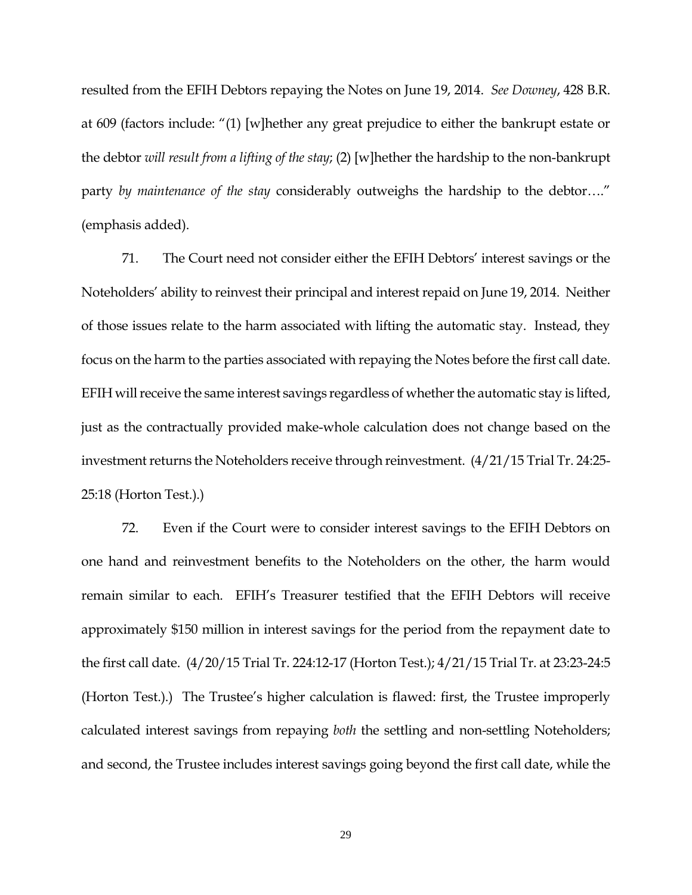resulted from the EFIH Debtors repaying the Notes on June 19, 2014. *See Downey*, 428 B.R. at 609 (factors include: "(1) [w]hether any great prejudice to either the bankrupt estate or the debtor *will result from a lifting of the stay*; (2) [w]hether the hardship to the non-bankrupt party *by maintenance of the stay* considerably outweighs the hardship to the debtor…." (emphasis added).

71. The Court need not consider either the EFIH Debtors' interest savings or the Noteholders' ability to reinvest their principal and interest repaid on June 19, 2014. Neither of those issues relate to the harm associated with lifting the automatic stay. Instead, they focus on the harm to the parties associated with repaying the Notes before the first call date. EFIH will receive the same interest savings regardless of whether the automatic stay is lifted, just as the contractually provided make-whole calculation does not change based on the investment returns the Noteholders receive through reinvestment. (4/21/15 Trial Tr. 24:25-25:18 (Horton Test.).)

72. Even if the Court were to consider interest savings to the EFIH Debtors on one hand and reinvestment benefits to the Noteholders on the other, the harm would remain similar to each. EFIH's Treasurer testified that the EFIH Debtors will receive approximately $150 million in interest savings for the period from the repayment date to the first call date. (4/20/15 Trial Tr. 224:12-17 (Horton Test.); 4/21/15 Trial Tr. at 23:23-24:5 (Horton Test.).) The Trustee's higher calculation is flawed: first, the Trustee improperly calculated interest savings from repaying *both* the settling and non-settling Noteholders; and second, the Trustee includes interest savings going beyond the first call date, while the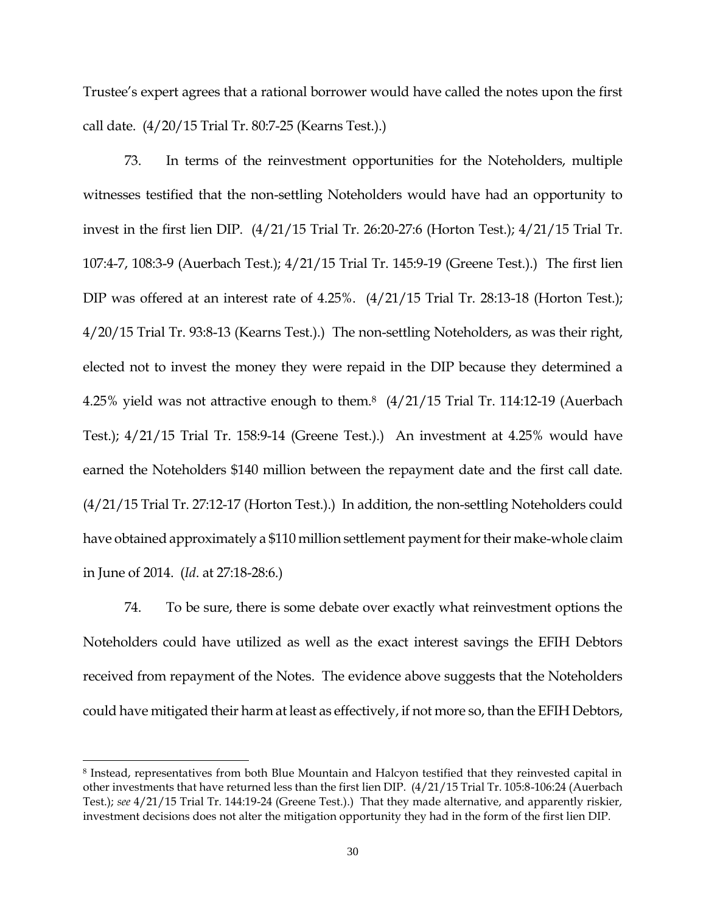Trustee's expert agrees that a rational borrower would have called the notes upon the first call date. (4/20/15 Trial Tr. 80:7-25 (Kearns Test.).)

73. In terms of the reinvestment opportunities for the Noteholders, multiple witnesses testified that the non-settling Noteholders would have had an opportunity to invest in the first lien DIP. (4/21/15 Trial Tr. 26:20-27:6 (Horton Test.); 4/21/15 Trial Tr. 107:4-7, 108:3-9 (Auerbach Test.); 4/21/15 Trial Tr. 145:9-19 (Greene Test.).) The first lien DIP was offered at an interest rate of 4.25%. (4/21/15 Trial Tr. 28:13-18 (Horton Test.); 4/20/15 Trial Tr. 93:8-13 (Kearns Test.).) The non-settling Noteholders, as was their right, elected not to invest the money they were repaid in the DIP because they determined a 4.25% yield was not attractive enough to them.[8] (4/21/15 Trial Tr. 114:12-19 (Auerbach Test.); 4/21/15 Trial Tr. 158:9-14 (Greene Test.).) An investment at 4.25% would have earned the Noteholders $140 million between the repayment date and the first call date. (4/21/15 Trial Tr. 27:12-17 (Horton Test.).) In addition, the non-settling Noteholders could have obtained approximately a $110 million settlement payment for their make-whole claim in June of 2014. (*Id*. at 27:18-28:6.)

74. To be sure, there is some debate over exactly what reinvestment options the Noteholders could have utilized as well as the exact interest savings the EFIH Debtors received from repayment of the Notes. The evidence above suggests that the Noteholders could have mitigated their harm at least as effectively, if not more so, than the EFIH Debtors,

---

[8] Instead, representatives from both Blue Mountain and Halcyon testified that they reinvested capital in other investments that have returned less than the first lien DIP. (4/21/15 Trial Tr. 105:8-106:24 (Auerbach Test.); *see* 4/21/15 Trial Tr. 144:19-24 (Greene Test.).) That they made alternative, and apparently riskier, investment decisions does not alter the mitigation opportunity they had in the form of the first lien DIP.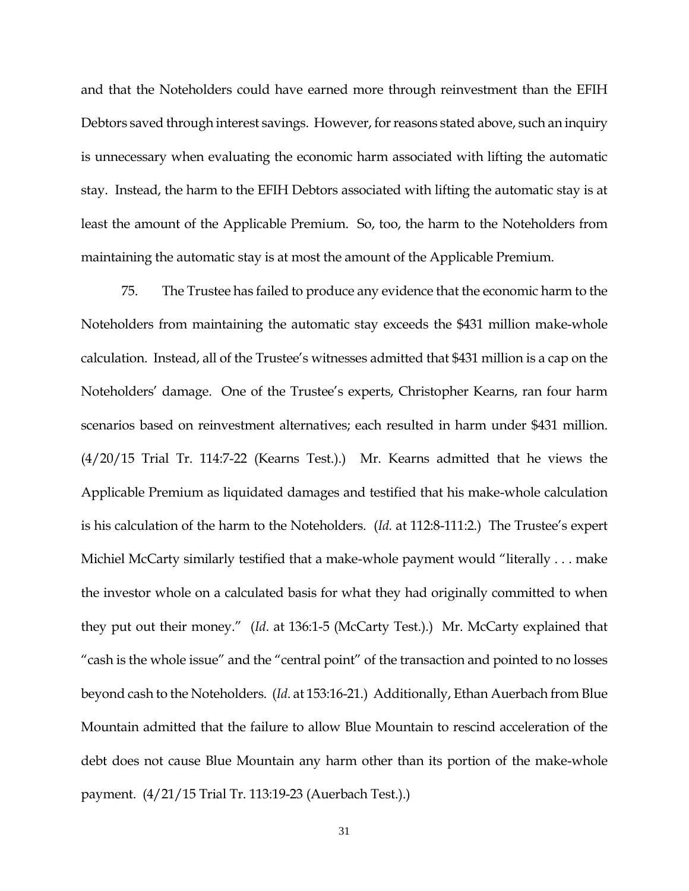and that the Noteholders could have earned more through reinvestment than the EFIH Debtors saved through interest savings. However, for reasons stated above, such an inquiry is unnecessary when evaluating the economic harm associated with lifting the automatic stay. Instead, the harm to the EFIH Debtors associated with lifting the automatic stay is at least the amount of the Applicable Premium. So, too, the harm to the Noteholders from maintaining the automatic stay is at most the amount of the Applicable Premium.

75. The Trustee has failed to produce any evidence that the economic harm to the Noteholders from maintaining the automatic stay exceeds the $431 million make-whole calculation. Instead, all of the Trustee's witnesses admitted that $431 million is a cap on the Noteholders' damage. One of the Trustee's experts, Christopher Kearns, ran four harm scenarios based on reinvestment alternatives; each resulted in harm under $431 million. (4/20/15 Trial Tr. 114:7-22 (Kearns Test.).) Mr. Kearns admitted that he views the Applicable Premium as liquidated damages and testified that his make-whole calculation is his calculation of the harm to the Noteholders. (*Id.* at 112:8-111:2.) The Trustee's expert Michiel McCarty similarly testified that a make-whole payment would "literally . . . make the investor whole on a calculated basis for what they had originally committed to when they put out their money." (*Id*. at 136:1-5 (McCarty Test.).) Mr. McCarty explained that "cash is the whole issue" and the "central point" of the transaction and pointed to no losses beyond cash to the Noteholders. (*Id*. at 153:16-21.) Additionally, Ethan Auerbach from Blue Mountain admitted that the failure to allow Blue Mountain to rescind acceleration of the debt does not cause Blue Mountain any harm other than its portion of the make-whole payment. (4/21/15 Trial Tr. 113:19-23 (Auerbach Test.).)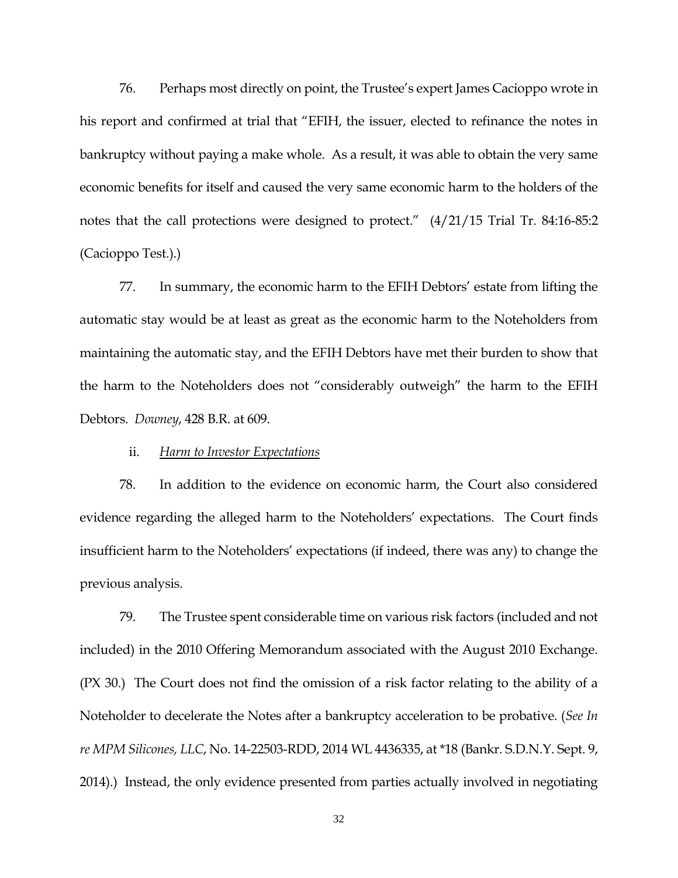76. Perhaps most directly on point, the Trustee's expert James Cacioppo wrote in his report and confirmed at trial that "EFIH, the issuer, elected to refinance the notes in bankruptcy without paying a make whole. As a result, it was able to obtain the very same economic benefits for itself and caused the very same economic harm to the holders of the notes that the call protections were designed to protect." (4/21/15 Trial Tr. 84:16-85:2 (Cacioppo Test.).)

77. In summary, the economic harm to the EFIH Debtors' estate from lifting the automatic stay would be at least as great as the economic harm to the Noteholders from maintaining the automatic stay, and the EFIH Debtors have met their burden to show that the harm to the Noteholders does not "considerably outweigh" the harm to the EFIH Debtors. *Downey*, 428 B.R. at 609.

ii. *Harm to Investor Expectations*

78. In addition to the evidence on economic harm, the Court also considered evidence regarding the alleged harm to the Noteholders' expectations. The Court finds insufficient harm to the Noteholders' expectations (if indeed, there was any) to change the previous analysis.

79. The Trustee spent considerable time on various risk factors (included and not included) in the 2010 Offering Memorandum associated with the August 2010 Exchange. (PX 30.) The Court does not find the omission of a risk factor relating to the ability of a Noteholder to decelerate the Notes after a bankruptcy acceleration to be probative. (*See In re MPM Silicones, LLC*, No. 14-22503-RDD, 2014 WL 4436335, at *18 (Bankr. S.D.N.Y. Sept. 9, 2014).) Instead, the only evidence presented from parties actually involved in negotiating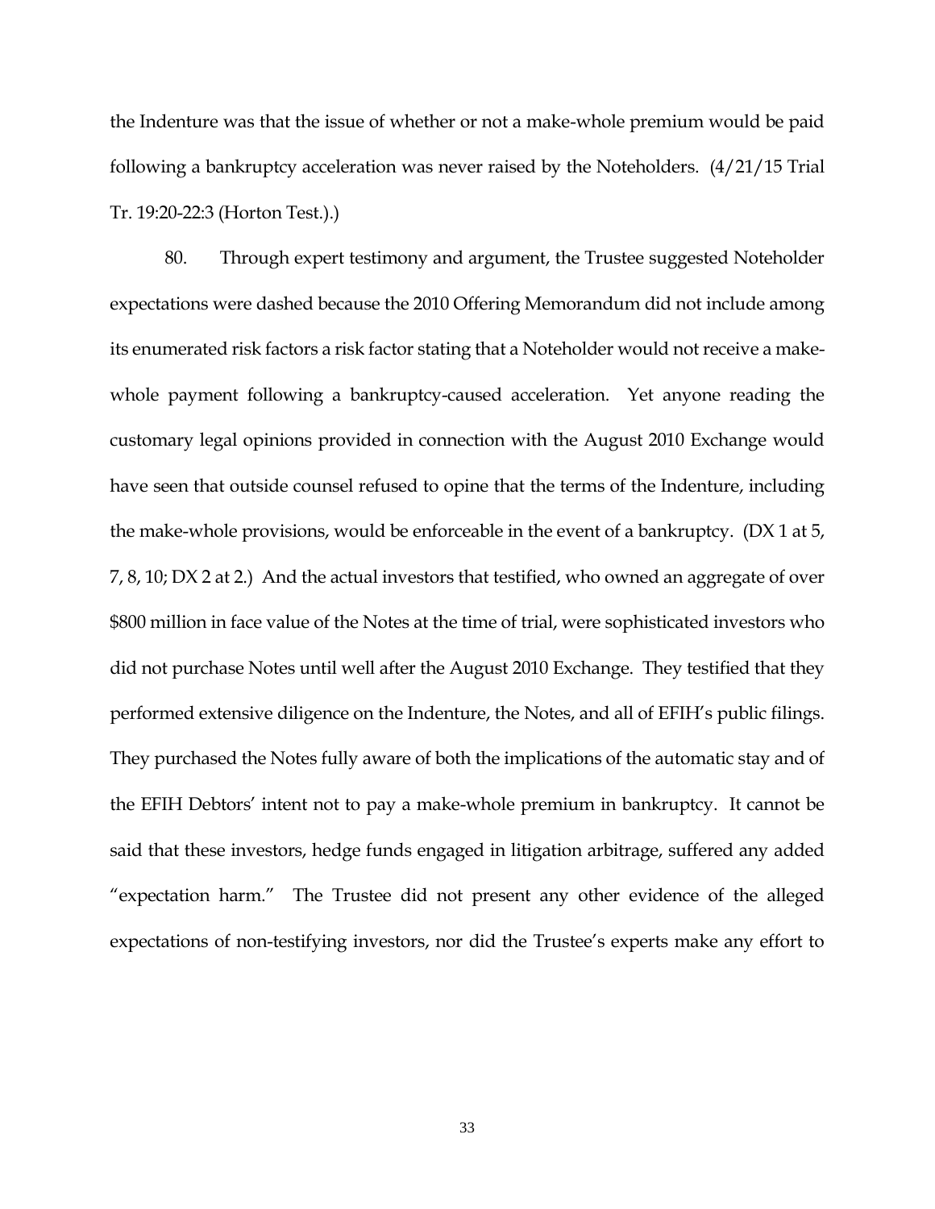the Indenture was that the issue of whether or not a make-whole premium would be paid following a bankruptcy acceleration was never raised by the Noteholders. (4/21/15 Trial Tr. 19:20-22:3 (Horton Test.).)

80. Through expert testimony and argument, the Trustee suggested Noteholder expectations were dashed because the 2010 Offering Memorandum did not include among its enumerated risk factors a risk factor stating that a Noteholder would not receive a make-whole payment following a bankruptcy-caused acceleration. Yet anyone reading the customary legal opinions provided in connection with the August 2010 Exchange would have seen that outside counsel refused to opine that the terms of the Indenture, including the make-whole provisions, would be enforceable in the event of a bankruptcy. (DX 1 at 5, 7, 8, 10; DX 2 at 2.) And the actual investors that testified, who owned an aggregate of over $800 million in face value of the Notes at the time of trial, were sophisticated investors who did not purchase Notes until well after the August 2010 Exchange. They testified that they performed extensive diligence on the Indenture, the Notes, and all of EFIH's public filings. They purchased the Notes fully aware of both the implications of the automatic stay and of the EFIH Debtors' intent not to pay a make-whole premium in bankruptcy. It cannot be said that these investors, hedge funds engaged in litigation arbitrage, suffered any added "expectation harm." The Trustee did not present any other evidence of the alleged expectations of non-testifying investors, nor did the Trustee's experts make any effort to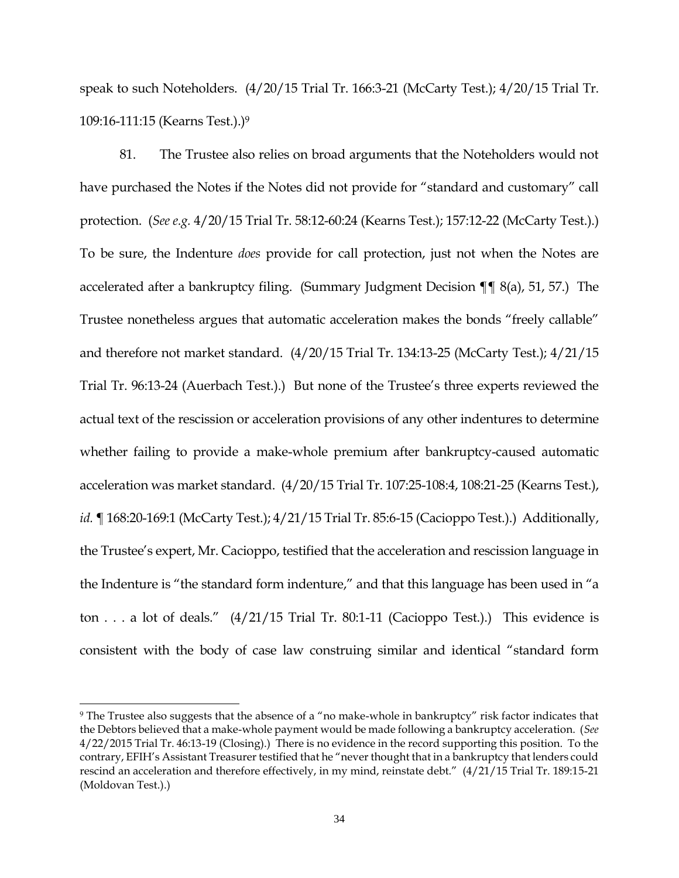speak to such Noteholders. (4/20/15 Trial Tr. 166:3-21 (McCarty Test.); 4/20/15 Trial Tr. 109:16-111:15 (Kearns Test.).)[9]

81. The Trustee also relies on broad arguments that the Noteholders would not have purchased the Notes if the Notes did not provide for "standard and customary" call protection. (*See e.g.* 4/20/15 Trial Tr. 58:12-60:24 (Kearns Test.); 157:12-22 (McCarty Test.).) To be sure, the Indenture *does* provide for call protection, just not when the Notes are accelerated after a bankruptcy filing. (Summary Judgment Decision ¶¶ 8(a), 51, 57.) The Trustee nonetheless argues that automatic acceleration makes the bonds "freely callable" and therefore not market standard. (4/20/15 Trial Tr. 134:13-25 (McCarty Test.); 4/21/15 Trial Tr. 96:13-24 (Auerbach Test.).) But none of the Trustee's three experts reviewed the actual text of the rescission or acceleration provisions of any other indentures to determine whether failing to provide a make-whole premium after bankruptcy-caused automatic acceleration was market standard. (4/20/15 Trial Tr. 107:25-108:4, 108:21-25 (Kearns Test.), *id.* ¶ 168:20-169:1 (McCarty Test.); 4/21/15 Trial Tr. 85:6-15 (Cacioppo Test.).) Additionally, the Trustee's expert, Mr. Cacioppo, testified that the acceleration and rescission language in the Indenture is "the standard form indenture," and that this language has been used in "a ton . . . a lot of deals." (4/21/15 Trial Tr. 80:1-11 (Cacioppo Test.).) This evidence is consistent with the body of case law construing similar and identical "standard form

---

[9] The Trustee also suggests that the absence of a "no make-whole in bankruptcy" risk factor indicates that the Debtors believed that a make-whole payment would be made following a bankruptcy acceleration. (*See* 4/22/2015 Trial Tr. 46:13-19 (Closing).) There is no evidence in the record supporting this position. To the contrary, EFIH's Assistant Treasurer testified that he "never thought that in a bankruptcy that lenders could rescind an acceleration and therefore effectively, in my mind, reinstate debt." (4/21/15 Trial Tr. 189:15-21 (Moldovan Test.).)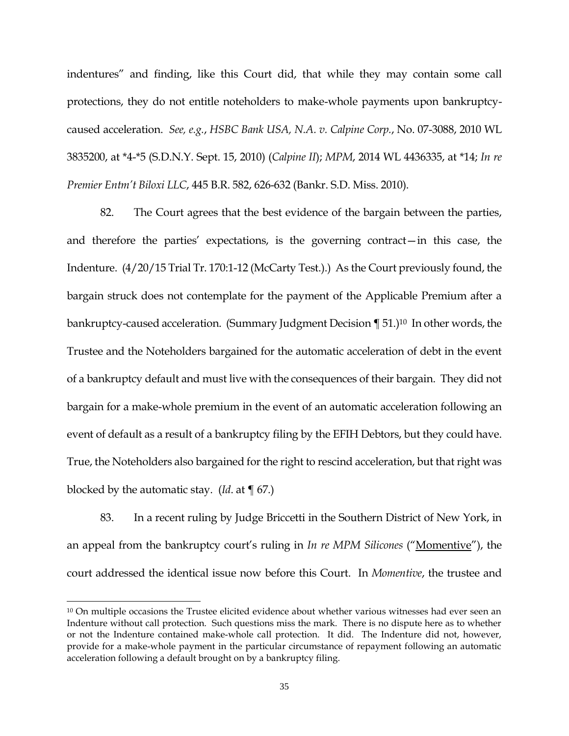indentures" and finding, like this Court did, that while they may contain some call protections, they do not entitle noteholders to make-whole payments upon bankruptcy-caused acceleration. *See, e.g.*, *HSBC Bank USA, N.A. v. Calpine Corp.*, No. 07-3088, 2010 WL 3835200, at *4-*5 (S.D.N.Y. Sept. 15, 2010) (*Calpine II*); *MPM*, 2014 WL 4436335, at *14; *In re Premier Entm't Biloxi LLC*, 445 B.R. 582, 626-632 (Bankr. S.D. Miss. 2010).

82. The Court agrees that the best evidence of the bargain between the parties, and therefore the parties' expectations, is the governing contract—in this case, the Indenture. (4/20/15 Trial Tr. 170:1-12 (McCarty Test.).) As the Court previously found, the bargain struck does not contemplate for the payment of the Applicable Premium after a bankruptcy-caused acceleration. (Summary Judgment Decision ¶ 51.)[10] In other words, the Trustee and the Noteholders bargained for the automatic acceleration of debt in the event of a bankruptcy default and must live with the consequences of their bargain. They did not bargain for a make-whole premium in the event of an automatic acceleration following an event of default as a result of a bankruptcy filing by the EFIH Debtors, but they could have. True, the Noteholders also bargained for the right to rescind acceleration, but that right was blocked by the automatic stay. (*Id*. at ¶ 67.)

83. In a recent ruling by Judge Briccetti in the Southern District of New York, in an appeal from the bankruptcy court's ruling in *In re MPM Silicones* ("Momentive"), the court addressed the identical issue now before this Court. In *Momentive*, the trustee and

[10] On multiple occasions the Trustee elicited evidence about whether various witnesses had ever seen an Indenture without call protection. Such questions miss the mark. There is no dispute here as to whether or not the Indenture contained make-whole call protection. It did. The Indenture did not, however, provide for a make-whole payment in the particular circumstance of repayment following an automatic acceleration following a default brought on by a bankruptcy filing.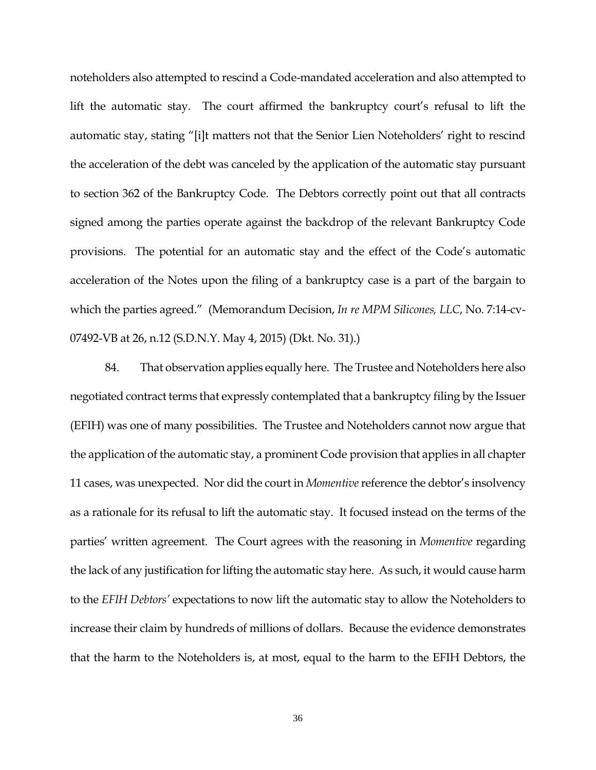noteholders also attempted to rescind a Code-mandated acceleration and also attempted to lift the automatic stay. The court affirmed the bankruptcy court's refusal to lift the automatic stay, stating "[i]t matters not that the Senior Lien Noteholders' right to rescind the acceleration of the debt was canceled by the application of the automatic stay pursuant to section 362 of the Bankruptcy Code. The Debtors correctly point out that all contracts signed among the parties operate against the backdrop of the relevant Bankruptcy Code provisions. The potential for an automatic stay and the effect of the Code's automatic acceleration of the Notes upon the filing of a bankruptcy case is a part of the bargain to which the parties agreed." (Memorandum Decision, *In re MPM Silicones, LLC*, No. 7:14-cv-07492-VB at 26, n.12 (S.D.N.Y. May 4, 2015) (Dkt. No. 31).)

84. That observation applies equally here. The Trustee and Noteholders here also negotiated contract terms that expressly contemplated that a bankruptcy filing by the Issuer (EFIH) was one of many possibilities. The Trustee and Noteholders cannot now argue that the application of the automatic stay, a prominent Code provision that applies in all chapter 11 cases, was unexpected. Nor did the court in *Momentive* reference the debtor's insolvency as a rationale for its refusal to lift the automatic stay. It focused instead on the terms of the parties' written agreement. The Court agrees with the reasoning in *Momentive* regarding the lack of any justification for lifting the automatic stay here. As such, it would cause harm to the *EFIH Debtors'* expectations to now lift the automatic stay to allow the Noteholders to increase their claim by hundreds of millions of dollars. Because the evidence demonstrates that the harm to the Noteholders is, at most, equal to the harm to the EFIH Debtors, the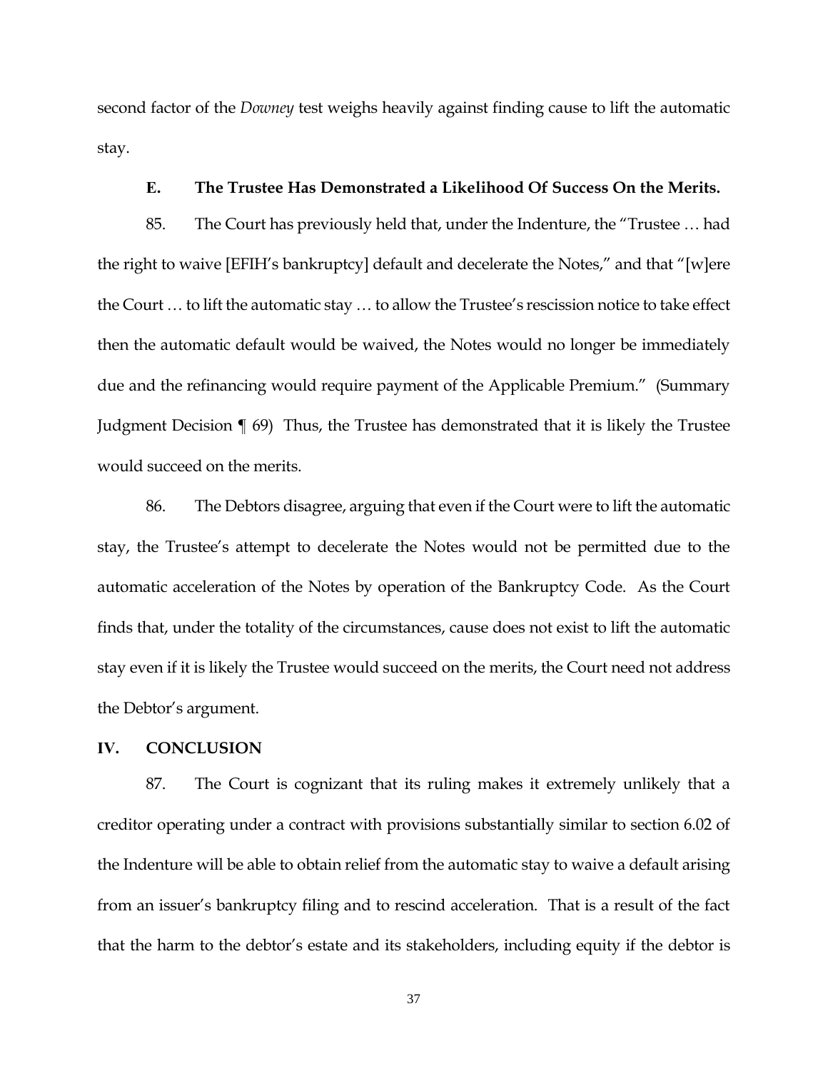second factor of the *Downey* test weighs heavily against finding cause to lift the automatic stay.

### E. The Trustee Has Demonstrated a Likelihood Of Success On the Merits.

85. The Court has previously held that, under the Indenture, the "Trustee … had the right to waive [EFIH's bankruptcy] default and decelerate the Notes," and that "[w]ere the Court … to lift the automatic stay … to allow the Trustee's rescission notice to take effect then the automatic default would be waived, the Notes would no longer be immediately due and the refinancing would require payment of the Applicable Premium." (Summary Judgment Decision ¶ 69) Thus, the Trustee has demonstrated that it is likely the Trustee would succeed on the merits.

86. The Debtors disagree, arguing that even if the Court were to lift the automatic stay, the Trustee's attempt to decelerate the Notes would not be permitted due to the automatic acceleration of the Notes by operation of the Bankruptcy Code. As the Court finds that, under the totality of the circumstances, cause does not exist to lift the automatic stay even if it is likely the Trustee would succeed on the merits, the Court need not address the Debtor's argument.

## IV. CONCLUSION

87. The Court is cognizant that its ruling makes it extremely unlikely that a creditor operating under a contract with provisions substantially similar to section 6.02 of the Indenture will be able to obtain relief from the automatic stay to waive a default arising from an issuer's bankruptcy filing and to rescind acceleration. That is a result of the fact that the harm to the debtor's estate and its stakeholders, including equity if the debtor is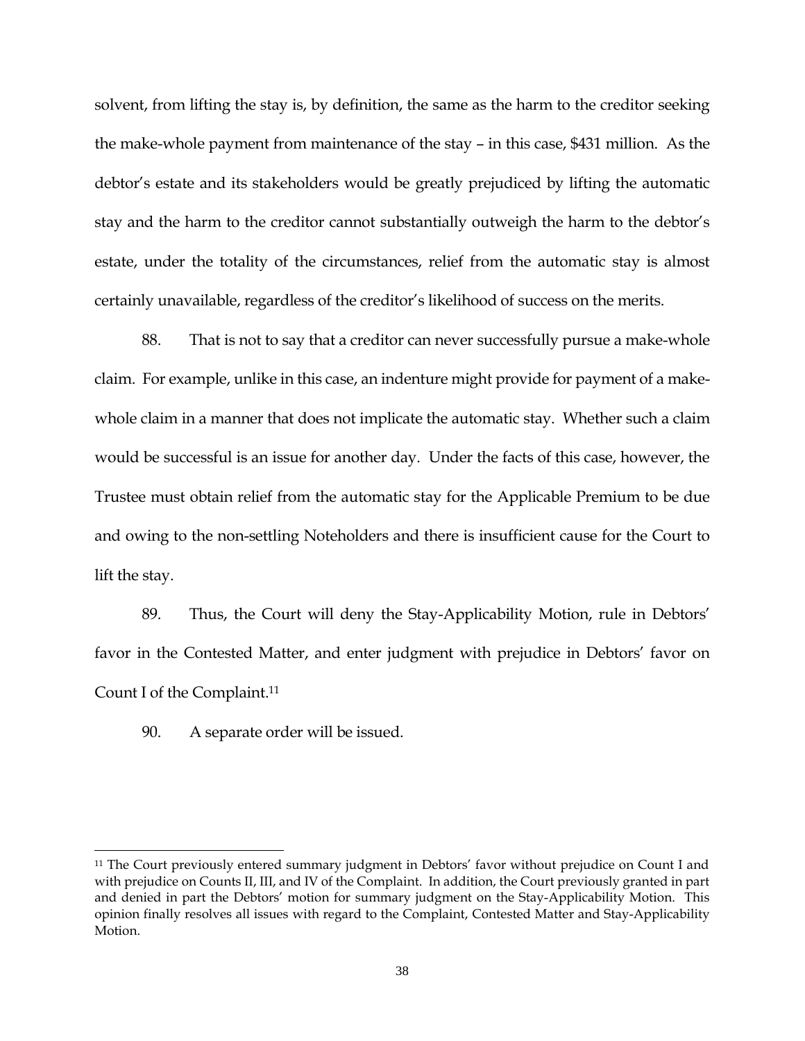solvent, from lifting the stay is, by definition, the same as the harm to the creditor seeking the make-whole payment from maintenance of the stay – in this case, $431 million. As the debtor's estate and its stakeholders would be greatly prejudiced by lifting the automatic stay and the harm to the creditor cannot substantially outweigh the harm to the debtor's estate, under the totality of the circumstances, relief from the automatic stay is almost certainly unavailable, regardless of the creditor's likelihood of success on the merits.

88. That is not to say that a creditor can never successfully pursue a make-whole claim. For example, unlike in this case, an indenture might provide for payment of a make-whole claim in a manner that does not implicate the automatic stay. Whether such a claim would be successful is an issue for another day. Under the facts of this case, however, the Trustee must obtain relief from the automatic stay for the Applicable Premium to be due and owing to the non-settling Noteholders and there is insufficient cause for the Court to lift the stay.

89. Thus, the Court will deny the Stay-Applicability Motion, rule in Debtors' favor in the Contested Matter, and enter judgment with prejudice in Debtors' favor on Count I of the Complaint.[11]

90. A separate order will be issued.

---

[11] The Court previously entered summary judgment in Debtors' favor without prejudice on Count I and with prejudice on Counts II, III, and IV of the Complaint. In addition, the Court previously granted in part and denied in part the Debtors' motion for summary judgment on the Stay-Applicability Motion. This opinion finally resolves all issues with regard to the Complaint, Contested Matter and Stay-Applicability Motion.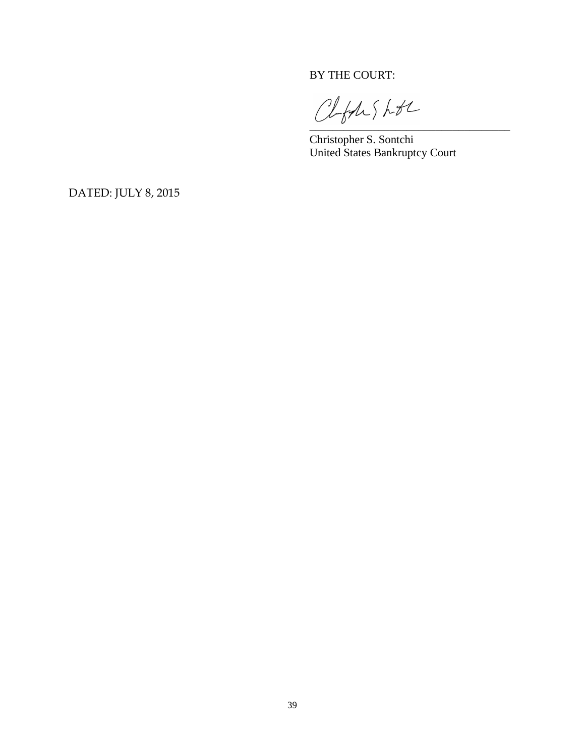BY THE COURT:

\_\_\_\_\_\_\_\_\_\_\_\_\_\_\_\_\_\_\_\_\_\_\_\_\_\_\_\_\_\_\_\_\_\_\_\_

Christopher S. Sontchi
United States Bankruptcy Court

DATED: JULY 8, 2015